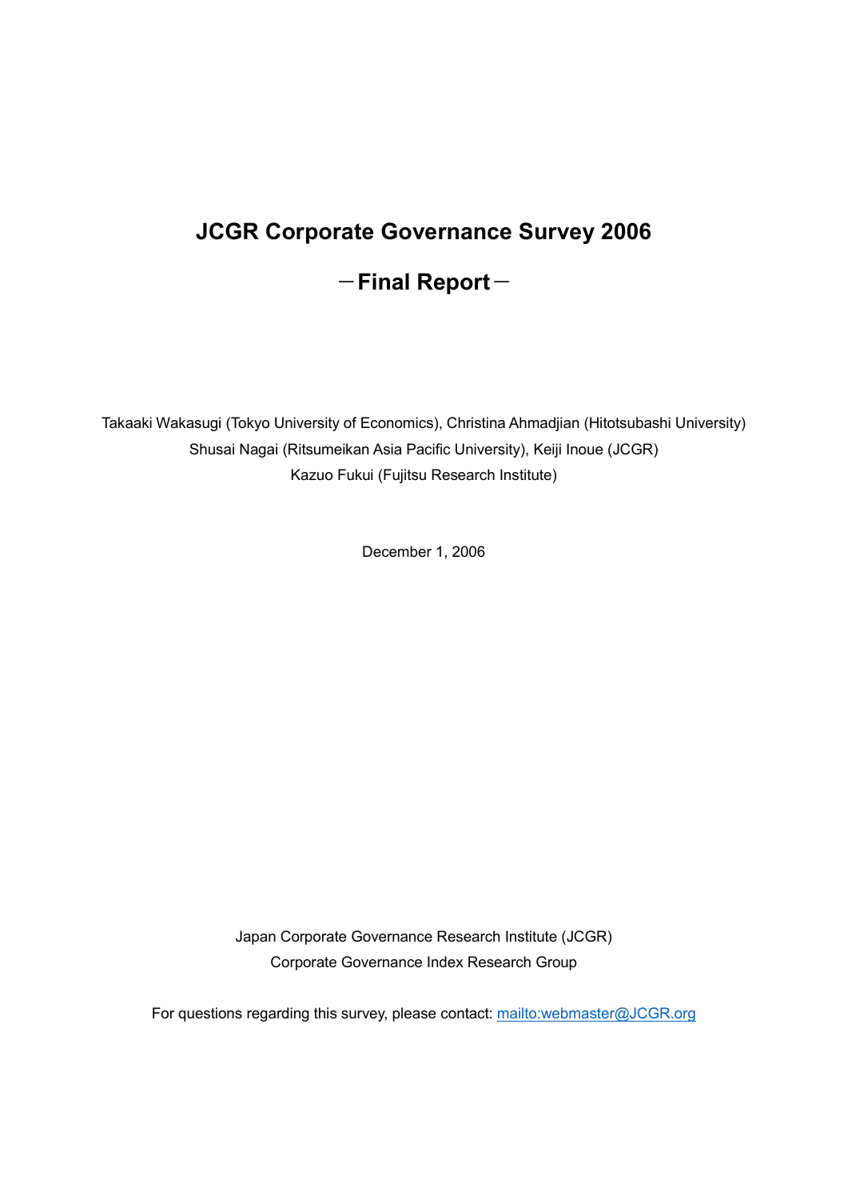# JCGR Corporate Governance Survey 2006

## －Final Report－

Takaaki Wakasugi (Tokyo University of Economics), Christina Ahmadjian (Hitotsubashi University)
Shusai Nagai (Ritsumeikan Asia Pacific University), Keiji Inoue (JCGR)
Kazuo Fukui (Fujitsu Research Institute)

December 1, 2006

Japan Corporate Governance Research Institute (JCGR)
Corporate Governance Index Research Group

For questions regarding this survey, please contact: mailto:webmaster@JCGR.org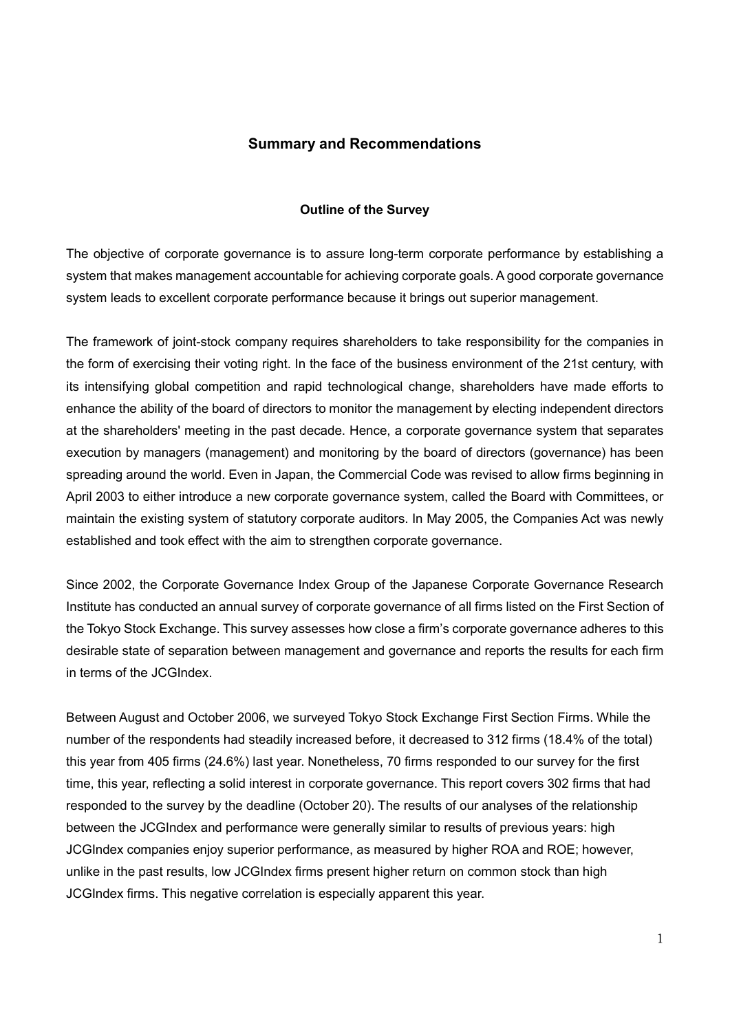## Summary and Recommendations

### Outline of the Survey

The objective of corporate governance is to assure long-term corporate performance by establishing a system that makes management accountable for achieving corporate goals. A good corporate governance system leads to excellent corporate performance because it brings out superior management.

The framework of joint-stock company requires shareholders to take responsibility for the companies in the form of exercising their voting right. In the face of the business environment of the 21st century, with its intensifying global competition and rapid technological change, shareholders have made efforts to enhance the ability of the board of directors to monitor the management by electing independent directors at the shareholders' meeting in the past decade. Hence, a corporate governance system that separates execution by managers (management) and monitoring by the board of directors (governance) has been spreading around the world. Even in Japan, the Commercial Code was revised to allow firms beginning in April 2003 to either introduce a new corporate governance system, called the Board with Committees, or maintain the existing system of statutory corporate auditors. In May 2005, the Companies Act was newly established and took effect with the aim to strengthen corporate governance.

Since 2002, the Corporate Governance Index Group of the Japanese Corporate Governance Research Institute has conducted an annual survey of corporate governance of all firms listed on the First Section of the Tokyo Stock Exchange. This survey assesses how close a firm's corporate governance adheres to this desirable state of separation between management and governance and reports the results for each firm in terms of the JCGIndex.

Between August and October 2006, we surveyed Tokyo Stock Exchange First Section Firms. While the number of the respondents had steadily increased before, it decreased to 312 firms (18.4% of the total) this year from 405 firms (24.6%) last year. Nonetheless, 70 firms responded to our survey for the first time, this year, reflecting a solid interest in corporate governance. This report covers 302 firms that had responded to the survey by the deadline (October 20). The results of our analyses of the relationship between the JCGIndex and performance were generally similar to results of previous years: high JCGIndex companies enjoy superior performance, as measured by higher ROA and ROE; however, unlike in the past results, low JCGIndex firms present higher return on common stock than high JCGIndex firms. This negative correlation is especially apparent this year.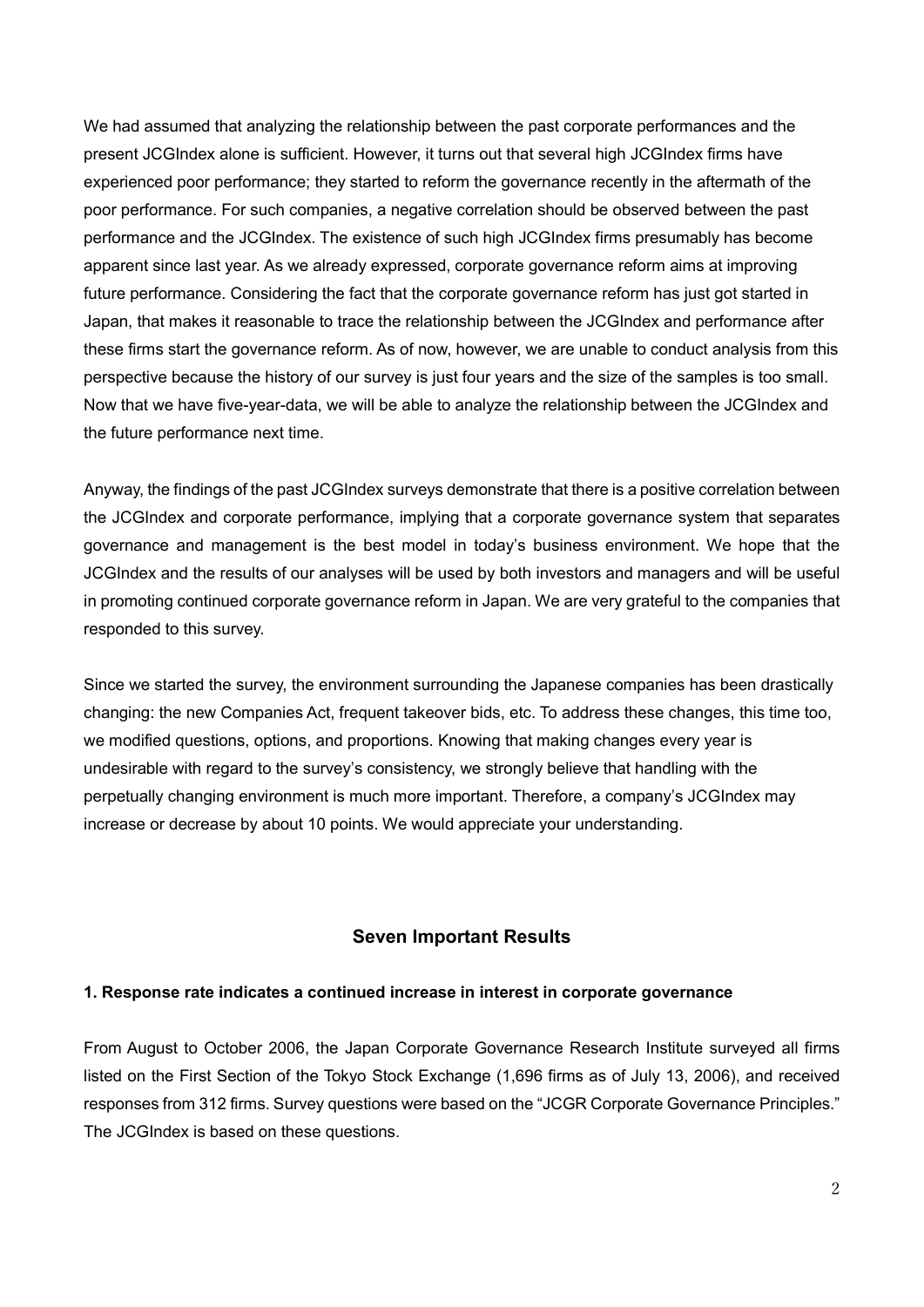We had assumed that analyzing the relationship between the past corporate performances and the present JCGIndex alone is sufficient. However, it turns out that several high JCGIndex firms have experienced poor performance; they started to reform the governance recently in the aftermath of the poor performance. For such companies, a negative correlation should be observed between the past performance and the JCGIndex. The existence of such high JCGIndex firms presumably has become apparent since last year. As we already expressed, corporate governance reform aims at improving future performance. Considering the fact that the corporate governance reform has just got started in Japan, that makes it reasonable to trace the relationship between the JCGIndex and performance after these firms start the governance reform. As of now, however, we are unable to conduct analysis from this perspective because the history of our survey is just four years and the size of the samples is too small. Now that we have five-year-data, we will be able to analyze the relationship between the JCGIndex and the future performance next time.

Anyway, the findings of the past JCGIndex surveys demonstrate that there is a positive correlation between the JCGIndex and corporate performance, implying that a corporate governance system that separates governance and management is the best model in today's business environment. We hope that the JCGIndex and the results of our analyses will be used by both investors and managers and will be useful in promoting continued corporate governance reform in Japan. We are very grateful to the companies that responded to this survey.

Since we started the survey, the environment surrounding the Japanese companies has been drastically changing: the new Companies Act, frequent takeover bids, etc. To address these changes, this time too, we modified questions, options, and proportions. Knowing that making changes every year is undesirable with regard to the survey's consistency, we strongly believe that handling with the perpetually changing environment is much more important. Therefore, a company's JCGIndex may increase or decrease by about 10 points. We would appreciate your understanding.

## Seven Important Results

### 1. Response rate indicates a continued increase in interest in corporate governance

From August to October 2006, the Japan Corporate Governance Research Institute surveyed all firms listed on the First Section of the Tokyo Stock Exchange (1,696 firms as of July 13, 2006), and received responses from 312 firms. Survey questions were based on the "JCGR Corporate Governance Principles." The JCGIndex is based on these questions.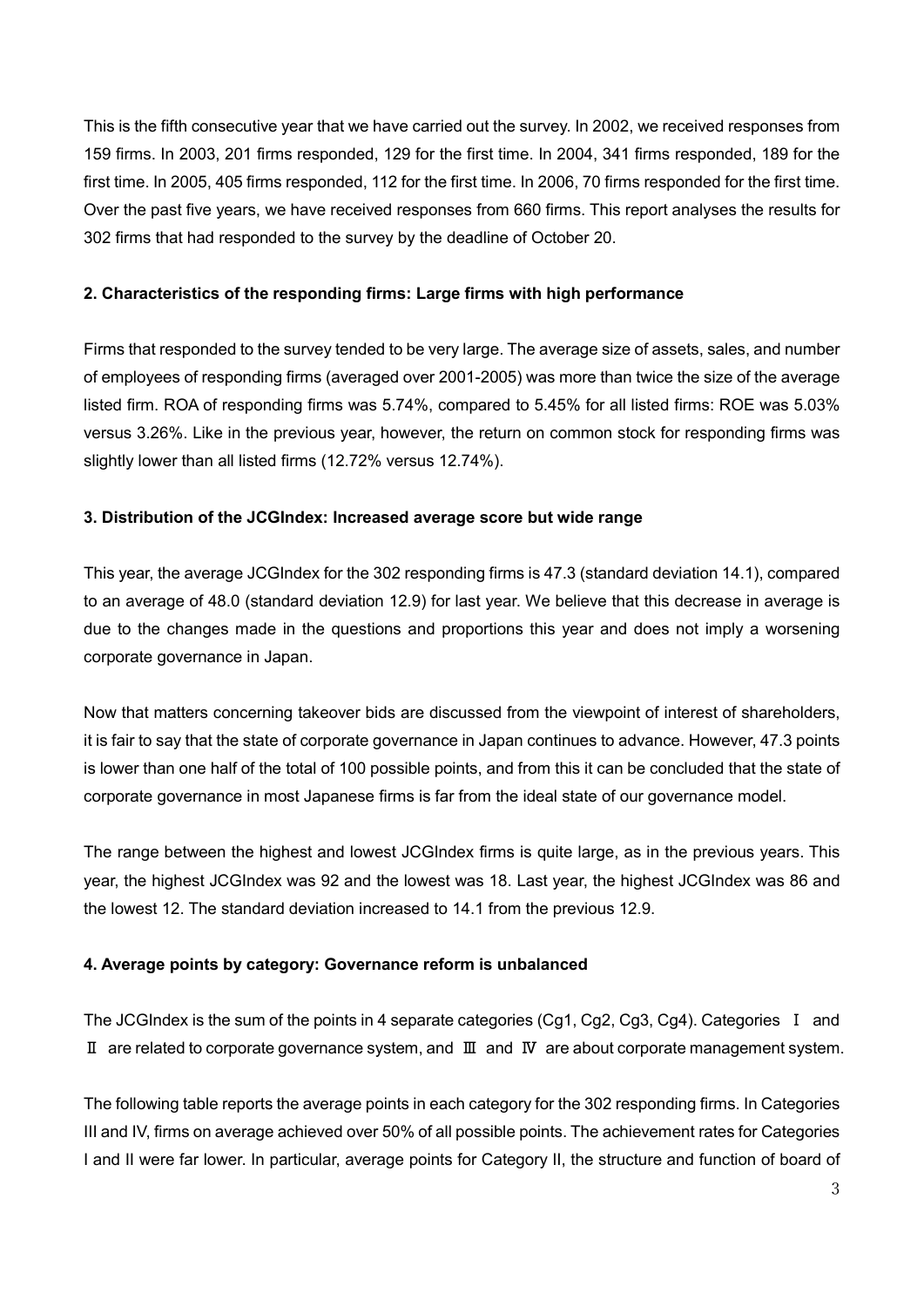This is the fifth consecutive year that we have carried out the survey. In 2002, we received responses from 159 firms. In 2003, 201 firms responded, 129 for the first time. In 2004, 341 firms responded, 189 for the first time. In 2005, 405 firms responded, 112 for the first time. In 2006, 70 firms responded for the first time. Over the past five years, we have received responses from 660 firms. This report analyses the results for 302 firms that had responded to the survey by the deadline of October 20.

## 2. Characteristics of the responding firms: Large firms with high performance

Firms that responded to the survey tended to be very large. The average size of assets, sales, and number of employees of responding firms (averaged over 2001-2005) was more than twice the size of the average listed firm. ROA of responding firms was 5.74%, compared to 5.45% for all listed firms: ROE was 5.03% versus 3.26%. Like in the previous year, however, the return on common stock for responding firms was slightly lower than all listed firms (12.72% versus 12.74%).

## 3. Distribution of the JCGIndex: Increased average score but wide range

This year, the average JCGIndex for the 302 responding firms is 47.3 (standard deviation 14.1), compared to an average of 48.0 (standard deviation 12.9) for last year. We believe that this decrease in average is due to the changes made in the questions and proportions this year and does not imply a worsening corporate governance in Japan.

Now that matters concerning takeover bids are discussed from the viewpoint of interest of shareholders, it is fair to say that the state of corporate governance in Japan continues to advance. However, 47.3 points is lower than one half of the total of 100 possible points, and from this it can be concluded that the state of corporate governance in most Japanese firms is far from the ideal state of our governance model.

The range between the highest and lowest JCGIndex firms is quite large, as in the previous years. This year, the highest JCGIndex was 92 and the lowest was 18. Last year, the highest JCGIndex was 86 and the lowest 12. The standard deviation increased to 14.1 from the previous 12.9.

## 4. Average points by category: Governance reform is unbalanced

The JCGIndex is the sum of the points in 4 separate categories (Cg1, Cg2, Cg3, Cg4). Categories Ⅰ and Ⅱ are related to corporate governance system, and Ⅲ and Ⅳ are about corporate management system.

The following table reports the average points in each category for the 302 responding firms. In Categories III and IV, firms on average achieved over 50% of all possible points. The achievement rates for Categories I and II were far lower. In particular, average points for Category II, the structure and function of board of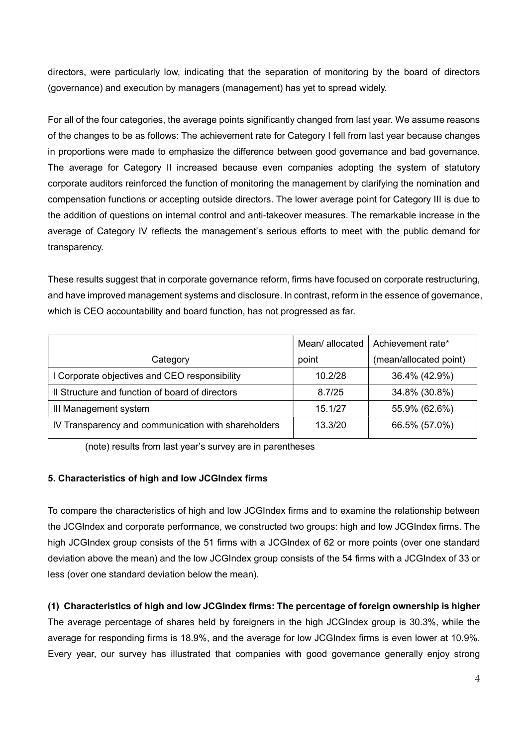directors, were particularly low, indicating that the separation of monitoring by the board of directors (governance) and execution by managers (management) has yet to spread widely.

For all of the four categories, the average points significantly changed from last year. We assume reasons of the changes to be as follows: The achievement rate for Category I fell from last year because changes in proportions were made to emphasize the difference between good governance and bad governance. The average for Category II increased because even companies adopting the system of statutory corporate auditors reinforced the function of monitoring the management by clarifying the nomination and compensation functions or accepting outside directors. The lower average point for Category III is due to the addition of questions on internal control and anti-takeover measures. The remarkable increase in the average of Category IV reflects the management's serious efforts to meet with the public demand for transparency.

These results suggest that in corporate governance reform, firms have focused on corporate restructuring, and have improved management systems and disclosure. In contrast, reform in the essence of governance, which is CEO accountability and board function, has not progressed as far.

| Category | Mean/ allocated point | Achievement rate* (mean/allocated point) |
|---|---|---|
| I Corporate objectives and CEO responsibility | 10.2/28 | 36.4% (42.9%) |
| II Structure and function of board of directors | 8.7/25 | 34.8% (30.8%) |
| III Management system | 15.1/27 | 55.9% (62.6%) |
| IV Transparency and communication with shareholders | 13.3/20 | 66.5% (57.0%) |

(note) results from last year's survey are in parentheses

### 5. Characteristics of high and low JCGIndex firms

To compare the characteristics of high and low JCGIndex firms and to examine the relationship between the JCGIndex and corporate performance, we constructed two groups: high and low JCGIndex firms. The high JCGIndex group consists of the 51 firms with a JCGIndex of 62 or more points (over one standard deviation above the mean) and the low JCGIndex group consists of the 54 firms with a JCGIndex of 33 or less (over one standard deviation below the mean).

**(1) Characteristics of high and low JCGIndex firms: The percentage of foreign ownership is higher**

The average percentage of shares held by foreigners in the high JCGIndex group is 30.3%, while the average for responding firms is 18.9%, and the average for low JCGIndex firms is even lower at 10.9%. Every year, our survey has illustrated that companies with good governance generally enjoy strong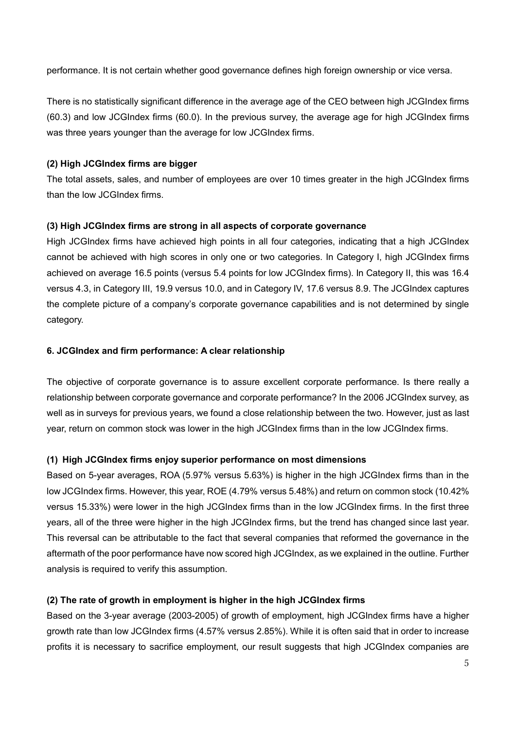performance. It is not certain whether good governance defines high foreign ownership or vice versa.

There is no statistically significant difference in the average age of the CEO between high JCGIndex firms (60.3) and low JCGIndex firms (60.0). In the previous survey, the average age for high JCGIndex firms was three years younger than the average for low JCGIndex firms.

**(2) High JCGIndex firms are bigger**

The total assets, sales, and number of employees are over 10 times greater in the high JCGIndex firms than the low JCGIndex firms.

**(3) High JCGIndex firms are strong in all aspects of corporate governance**

High JCGIndex firms have achieved high points in all four categories, indicating that a high JCGIndex cannot be achieved with high scores in only one or two categories. In Category I, high JCGIndex firms achieved on average 16.5 points (versus 5.4 points for low JCGIndex firms). In Category II, this was 16.4 versus 4.3, in Category III, 19.9 versus 10.0, and in Category IV, 17.6 versus 8.9. The JCGIndex captures the complete picture of a company's corporate governance capabilities and is not determined by single category.

## 6. JCGIndex and firm performance: A clear relationship

The objective of corporate governance is to assure excellent corporate performance. Is there really a relationship between corporate governance and corporate performance? In the 2006 JCGIndex survey, as well as in surveys for previous years, we found a close relationship between the two. However, just as last year, return on common stock was lower in the high JCGIndex firms than in the low JCGIndex firms.

**(1) High JCGIndex firms enjoy superior performance on most dimensions**

Based on 5-year averages, ROA (5.97% versus 5.63%) is higher in the high JCGIndex firms than in the low JCGIndex firms. However, this year, ROE (4.79% versus 5.48%) and return on common stock (10.42% versus 15.33%) were lower in the high JCGIndex firms than in the low JCGIndex firms. In the first three years, all of the three were higher in the high JCGIndex firms, but the trend has changed since last year. This reversal can be attributable to the fact that several companies that reformed the governance in the aftermath of the poor performance have now scored high JCGIndex, as we explained in the outline. Further analysis is required to verify this assumption.

**(2) The rate of growth in employment is higher in the high JCGIndex firms**

Based on the 3-year average (2003-2005) of growth of employment, high JCGIndex firms have a higher growth rate than low JCGIndex firms (4.57% versus 2.85%). While it is often said that in order to increase profits it is necessary to sacrifice employment, our result suggests that high JCGIndex companies are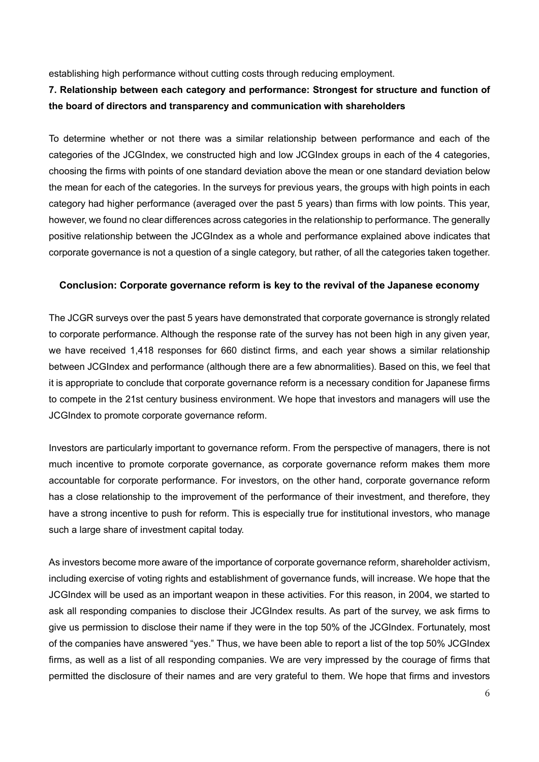establishing high performance without cutting costs through reducing employment.

**7. Relationship between each category and performance: Strongest for structure and function of the board of directors and transparency and communication with shareholders**

To determine whether or not there was a similar relationship between performance and each of the categories of the JCGIndex, we constructed high and low JCGIndex groups in each of the 4 categories, choosing the firms with points of one standard deviation above the mean or one standard deviation below the mean for each of the categories. In the surveys for previous years, the groups with high points in each category had higher performance (averaged over the past 5 years) than firms with low points. This year, however, we found no clear differences across categories in the relationship to performance. The generally positive relationship between the JCGIndex as a whole and performance explained above indicates that corporate governance is not a question of a single category, but rather, of all the categories taken together.

## Conclusion: Corporate governance reform is key to the revival of the Japanese economy

The JCGR surveys over the past 5 years have demonstrated that corporate governance is strongly related to corporate performance. Although the response rate of the survey has not been high in any given year, we have received 1,418 responses for 660 distinct firms, and each year shows a similar relationship between JCGIndex and performance (although there are a few abnormalities). Based on this, we feel that it is appropriate to conclude that corporate governance reform is a necessary condition for Japanese firms to compete in the 21st century business environment. We hope that investors and managers will use the JCGIndex to promote corporate governance reform.

Investors are particularly important to governance reform. From the perspective of managers, there is not much incentive to promote corporate governance, as corporate governance reform makes them more accountable for corporate performance. For investors, on the other hand, corporate governance reform has a close relationship to the improvement of the performance of their investment, and therefore, they have a strong incentive to push for reform. This is especially true for institutional investors, who manage such a large share of investment capital today.

As investors become more aware of the importance of corporate governance reform, shareholder activism, including exercise of voting rights and establishment of governance funds, will increase. We hope that the JCGIndex will be used as an important weapon in these activities. For this reason, in 2004, we started to ask all responding companies to disclose their JCGIndex results. As part of the survey, we ask firms to give us permission to disclose their name if they were in the top 50% of the JCGIndex. Fortunately, most of the companies have answered "yes." Thus, we have been able to report a list of the top 50% JCGIndex firms, as well as a list of all responding companies. We are very impressed by the courage of firms that permitted the disclosure of their names and are very grateful to them. We hope that firms and investors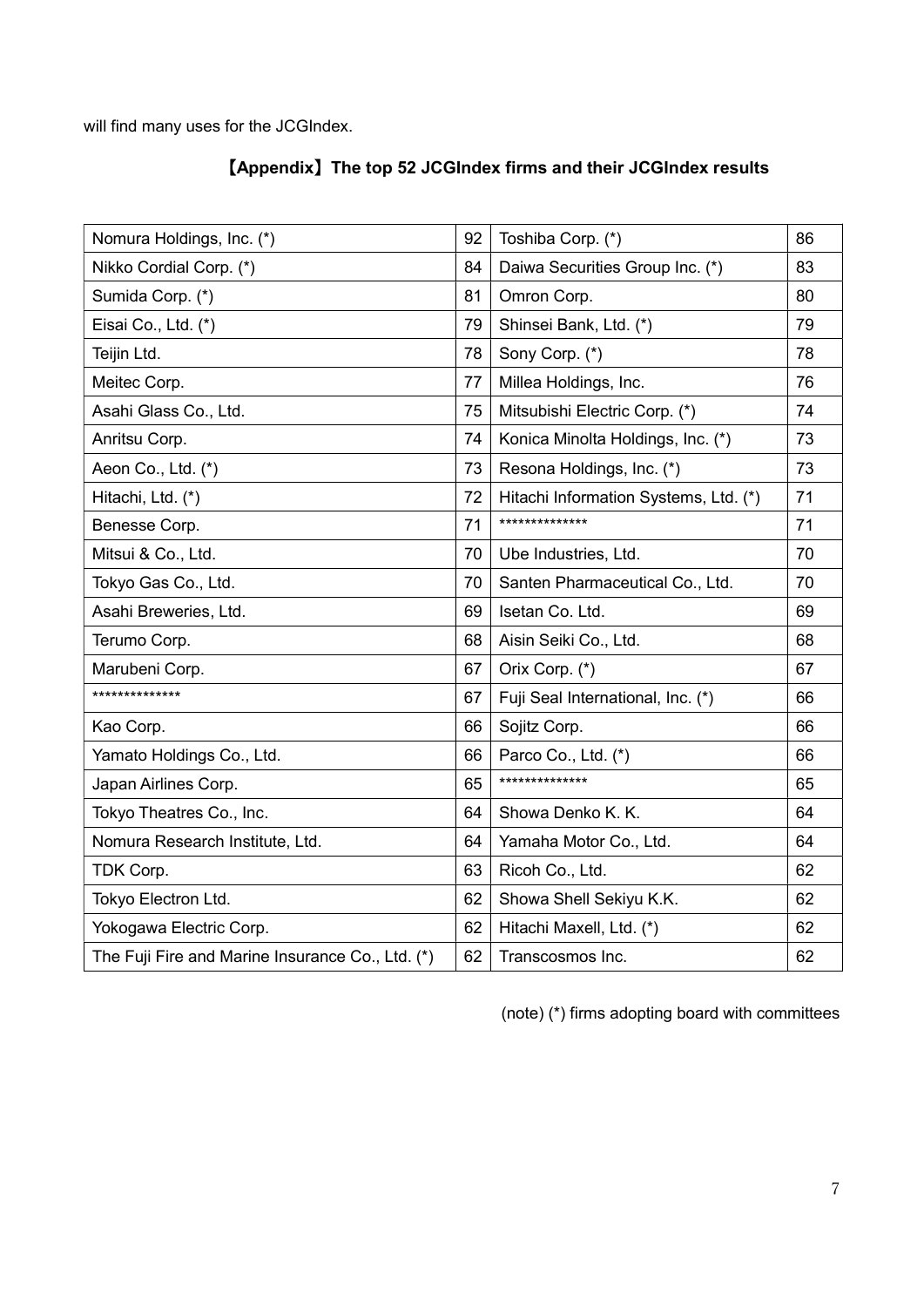will find many uses for the JCGIndex.

## 【Appendix】The top 52 JCGIndex firms and their JCGIndex results

| | | | |
|---|---|---|---|
| Nomura Holdings, Inc. (*) | 92 | Toshiba Corp. (*) | 86 |
| Nikko Cordial Corp. (*) | 84 | Daiwa Securities Group Inc. (*) | 83 |
| Sumida Corp. (*) | 81 | Omron Corp. | 80 |
| Eisai Co., Ltd. (*) | 79 | Shinsei Bank, Ltd. (*) | 79 |
| Teijin Ltd. | 78 | Sony Corp. (*) | 78 |
| Meitec Corp. | 77 | Millea Holdings, Inc. | 76 |
| Asahi Glass Co., Ltd. | 75 | Mitsubishi Electric Corp. (*) | 74 |
| Anritsu Corp. | 74 | Konica Minolta Holdings, Inc. (*) | 73 |
| Aeon Co., Ltd. (*) | 73 | Resona Holdings, Inc. (*) | 73 |
| Hitachi, Ltd. (*) | 72 | Hitachi Information Systems, Ltd. (*) | 71 |
| Benesse Corp. | 71 | ************** | 71 |
| Mitsui & Co., Ltd. | 70 | Ube Industries, Ltd. | 70 |
| Tokyo Gas Co., Ltd. | 70 | Santen Pharmaceutical Co., Ltd. | 70 |
| Asahi Breweries, Ltd. | 69 | Isetan Co. Ltd. | 69 |
| Terumo Corp. | 68 | Aisin Seiki Co., Ltd. | 68 |
| Marubeni Corp. | 67 | Orix Corp. (*) | 67 |
| ************** | 67 | Fuji Seal International, Inc. (*) | 66 |
| Kao Corp. | 66 | Sojitz Corp. | 66 |
| Yamato Holdings Co., Ltd. | 66 | Parco Co., Ltd. (*) | 66 |
| Japan Airlines Corp. | 65 | ************** | 65 |
| Tokyo Theatres Co., Inc. | 64 | Showa Denko K. K. | 64 |
| Nomura Research Institute, Ltd. | 64 | Yamaha Motor Co., Ltd. | 64 |
| TDK Corp. | 63 | Ricoh Co., Ltd. | 62 |
| Tokyo Electron Ltd. | 62 | Showa Shell Sekiyu K.K. | 62 |
| Yokogawa Electric Corp. | 62 | Hitachi Maxell, Ltd. (*) | 62 |
| The Fuji Fire and Marine Insurance Co., Ltd. (*) | 62 | Transcosmos Inc. | 62 |

(note) (*) firms adopting board with committees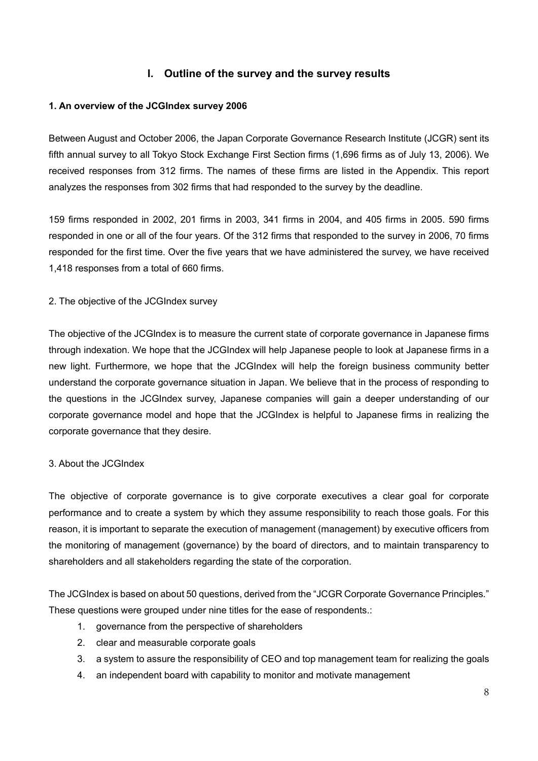## I. Outline of the survey and the survey results

### 1. An overview of the JCGIndex survey 2006

Between August and October 2006, the Japan Corporate Governance Research Institute (JCGR) sent its fifth annual survey to all Tokyo Stock Exchange First Section firms (1,696 firms as of July 13, 2006). We received responses from 312 firms. The names of these firms are listed in the Appendix. This report analyzes the responses from 302 firms that had responded to the survey by the deadline.

159 firms responded in 2002, 201 firms in 2003, 341 firms in 2004, and 405 firms in 2005. 590 firms responded in one or all of the four years. Of the 312 firms that responded to the survey in 2006, 70 firms responded for the first time. Over the five years that we have administered the survey, we have received 1,418 responses from a total of 660 firms.

### 2. The objective of the JCGIndex survey

The objective of the JCGIndex is to measure the current state of corporate governance in Japanese firms through indexation. We hope that the JCGIndex will help Japanese people to look at Japanese firms in a new light. Furthermore, we hope that the JCGIndex will help the foreign business community better understand the corporate governance situation in Japan. We believe that in the process of responding to the questions in the JCGIndex survey, Japanese companies will gain a deeper understanding of our corporate governance model and hope that the JCGIndex is helpful to Japanese firms in realizing the corporate governance that they desire.

### 3. About the JCGIndex

The objective of corporate governance is to give corporate executives a clear goal for corporate performance and to create a system by which they assume responsibility to reach those goals. For this reason, it is important to separate the execution of management (management) by executive officers from the monitoring of management (governance) by the board of directors, and to maintain transparency to shareholders and all stakeholders regarding the state of the corporation.

The JCGIndex is based on about 50 questions, derived from the "JCGR Corporate Governance Principles." These questions were grouped under nine titles for the ease of respondents.:

1. governance from the perspective of shareholders
2. clear and measurable corporate goals
3. a system to assure the responsibility of CEO and top management team for realizing the goals
4. an independent board with capability to monitor and motivate management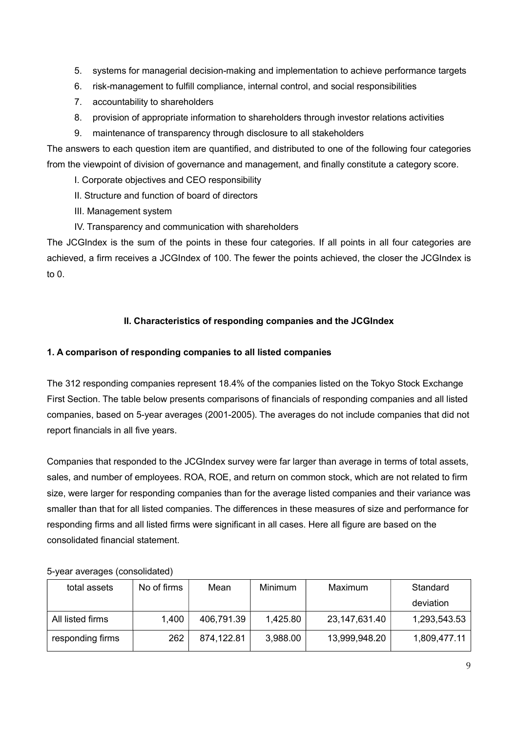5. systems for managerial decision-making and implementation to achieve performance targets
6. risk-management to fulfill compliance, internal control, and social responsibilities
7. accountability to shareholders
8. provision of appropriate information to shareholders through investor relations activities
9. maintenance of transparency through disclosure to all stakeholders

The answers to each question item are quantified, and distributed to one of the following four categories from the viewpoint of division of governance and management, and finally constitute a category score.

I. Corporate objectives and CEO responsibility

II. Structure and function of board of directors

III. Management system

IV. Transparency and communication with shareholders

The JCGIndex is the sum of the points in these four categories. If all points in all four categories are achieved, a firm receives a JCGIndex of 100. The fewer the points achieved, the closer the JCGIndex is to 0.

## II. Characteristics of responding companies and the JCGIndex

### 1. A comparison of responding companies to all listed companies

The 312 responding companies represent 18.4% of the companies listed on the Tokyo Stock Exchange First Section. The table below presents comparisons of financials of responding companies and all listed companies, based on 5-year averages (2001-2005). The averages do not include companies that did not report financials in all five years.

Companies that responded to the JCGIndex survey were far larger than average in terms of total assets, sales, and number of employees. ROA, ROE, and return on common stock, which are not related to firm size, were larger for responding companies than for the average listed companies and their variance was smaller than that for all listed companies. The differences in these measures of size and performance for responding firms and all listed firms were significant in all cases. Here all figure are based on the consolidated financial statement.

5-year averages (consolidated)

| total assets | No of firms | Mean | Minimum | Maximum | Standard deviation |
|---|---|---|---|---|---|
| All listed firms | 1,400 | 406,791.39 | 1,425.80 | 23,147,631.40 | 1,293,543.53 |
| responding firms | 262 | 874,122.81 | 3,988.00 | 13,999,948.20 | 1,809,477.11 |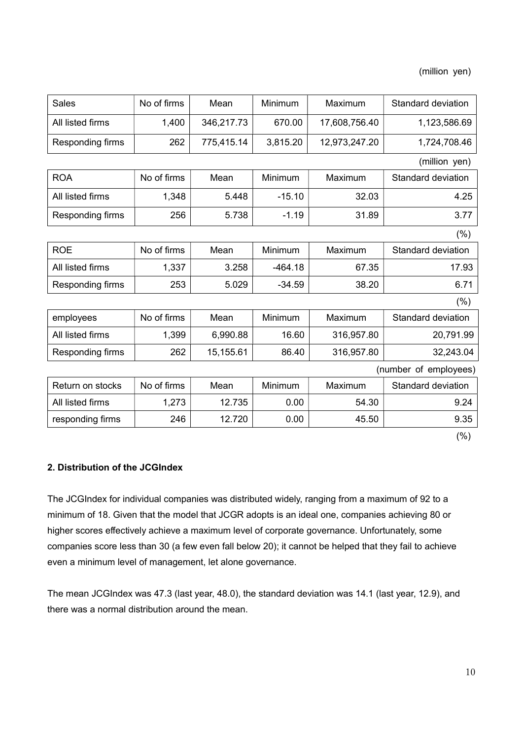(million yen)

| Sales | No of firms | Mean | Minimum | Maximum | Standard deviation |
|---|---|---|---|---|---|
| All listed firms | 1,400 | 346,217.73 | 670.00 | 17,608,756.40 | 1,123,586.69 |
| Responding firms | 262 | 775,415.14 | 3,815.20 | 12,973,247.20 | 1,724,708.46 |

(million yen)

| ROA | No of firms | Mean | Minimum | Maximum | Standard deviation |
|---|---|---|---|---|---|
| All listed firms | 1,348 | 5.448 | -15.10 | 32.03 | 4.25 |
| Responding firms | 256 | 5.738 | -1.19 | 31.89 | 3.77 |

(%)

| ROE | No of firms | Mean | Minimum | Maximum | Standard deviation |
|---|---|---|---|---|---|
| All listed firms | 1,337 | 3.258 | -464.18 | 67.35 | 17.93 |
| Responding firms | 253 | 5.029 | -34.59 | 38.20 | 6.71 |

(%)

| employees | No of firms | Mean | Minimum | Maximum | Standard deviation |
|---|---|---|---|---|---|
| All listed firms | 1,399 | 6,990.88 | 16.60 | 316,957.80 | 20,791.99 |
| Responding firms | 262 | 15,155.61 | 86.40 | 316,957.80 | 32,243.04 |

(number of employees)

| Return on stocks | No of firms | Mean | Minimum | Maximum | Standard deviation |
|---|---|---|---|---|---|
| All listed firms | 1,273 | 12.735 | 0.00 | 54.30 | 9.24 |
| responding firms | 246 | 12.720 | 0.00 | 45.50 | 9.35 |

(%)

**2. Distribution of the JCGIndex**

The JCGIndex for individual companies was distributed widely, ranging from a maximum of 92 to a minimum of 18. Given that the model that JCGR adopts is an ideal one, companies achieving 80 or higher scores effectively achieve a maximum level of corporate governance. Unfortunately, some companies score less than 30 (a few even fall below 20); it cannot be helped that they fail to achieve even a minimum level of management, let alone governance.

The mean JCGIndex was 47.3 (last year, 48.0), the standard deviation was 14.1 (last year, 12.9), and there was a normal distribution around the mean.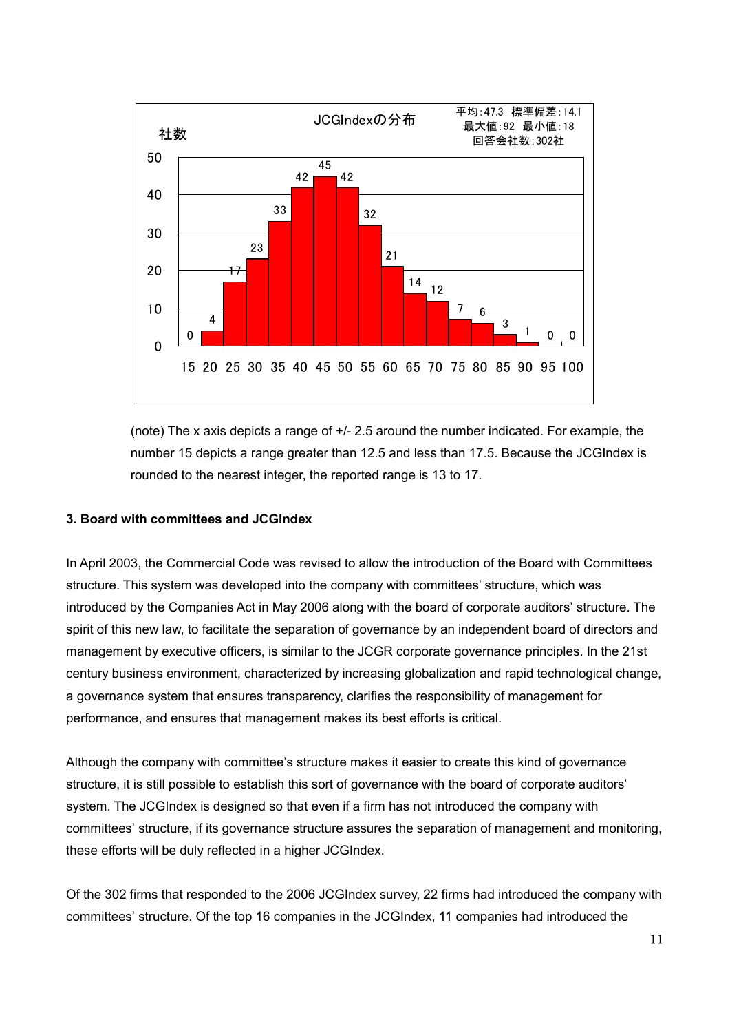JCGIndexの分布

平均:47.3　標準偏差:14.1
最大値:92　最小値:18
回答会社数:302社

| 社数 | 15 | 20 | 25 | 30 | 35 | 40 | 45 | 50 | 55 | 60 | 65 | 70 | 75 | 80 | 85 | 90 | 95 | 100 |
|---|---|---|---|---|---|---|---|---|---|---|---|---|---|---|---|---|---|---|
| | 0 | 4 | 17 | 23 | 33 | 42 | 45 | 42 | 32 | 21 | 14 | 12 | 7 | 6 | 3 | 1 | 0 | 0 |

(note) The x axis depicts a range of +/- 2.5 around the number indicated. For example, the number 15 depicts a range greater than 12.5 and less than 17.5. Because the JCGIndex is rounded to the nearest integer, the reported range is 13 to 17.

**3. Board with committees and JCGIndex**

In April 2003, the Commercial Code was revised to allow the introduction of the Board with Committees structure. This system was developed into the company with committees' structure, which was introduced by the Companies Act in May 2006 along with the board of corporate auditors' structure. The spirit of this new law, to facilitate the separation of governance by an independent board of directors and management by executive officers, is similar to the JCGR corporate governance principles. In the 21st century business environment, characterized by increasing globalization and rapid technological change, a governance system that ensures transparency, clarifies the responsibility of management for performance, and ensures that management makes its best efforts is critical.

Although the company with committee's structure makes it easier to create this kind of governance structure, it is still possible to establish this sort of governance with the board of corporate auditors' system. The JCGIndex is designed so that even if a firm has not introduced the company with committees' structure, if its governance structure assures the separation of management and monitoring, these efforts will be duly reflected in a higher JCGIndex.

Of the 302 firms that responded to the 2006 JCGIndex survey, 22 firms had introduced the company with committees' structure. Of the top 16 companies in the JCGIndex, 11 companies had introduced the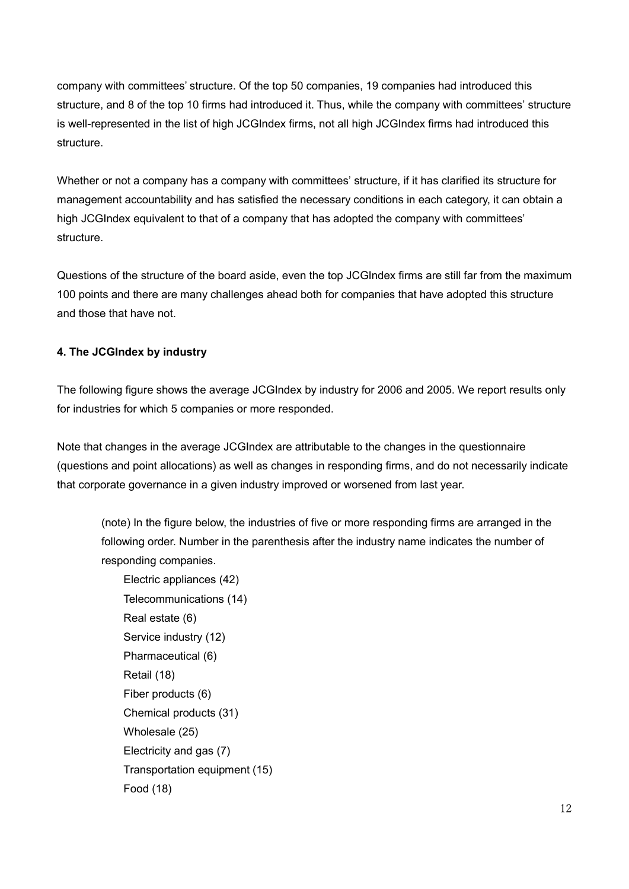company with committees' structure. Of the top 50 companies, 19 companies had introduced this structure, and 8 of the top 10 firms had introduced it. Thus, while the company with committees' structure is well-represented in the list of high JCGIndex firms, not all high JCGIndex firms had introduced this structure.

Whether or not a company has a company with committees' structure, if it has clarified its structure for management accountability and has satisfied the necessary conditions in each category, it can obtain a high JCGIndex equivalent to that of a company that has adopted the company with committees' structure.

Questions of the structure of the board aside, even the top JCGIndex firms are still far from the maximum 100 points and there are many challenges ahead both for companies that have adopted this structure and those that have not.

### 4. The JCGIndex by industry

The following figure shows the average JCGIndex by industry for 2006 and 2005. We report results only for industries for which 5 companies or more responded.

Note that changes in the average JCGIndex are attributable to the changes in the questionnaire (questions and point allocations) as well as changes in responding firms, and do not necessarily indicate that corporate governance in a given industry improved or worsened from last year.

> (note) In the figure below, the industries of five or more responding firms are arranged in the following order. Number in the parenthesis after the industry name indicates the number of responding companies.
>
> Electric appliances (42)
> Telecommunications (14)
> Real estate (6)
> Service industry (12)
> Pharmaceutical (6)
> Retail (18)
> Fiber products (6)
> Chemical products (31)
> Wholesale (25)
> Electricity and gas (7)
> Transportation equipment (15)
> Food (18)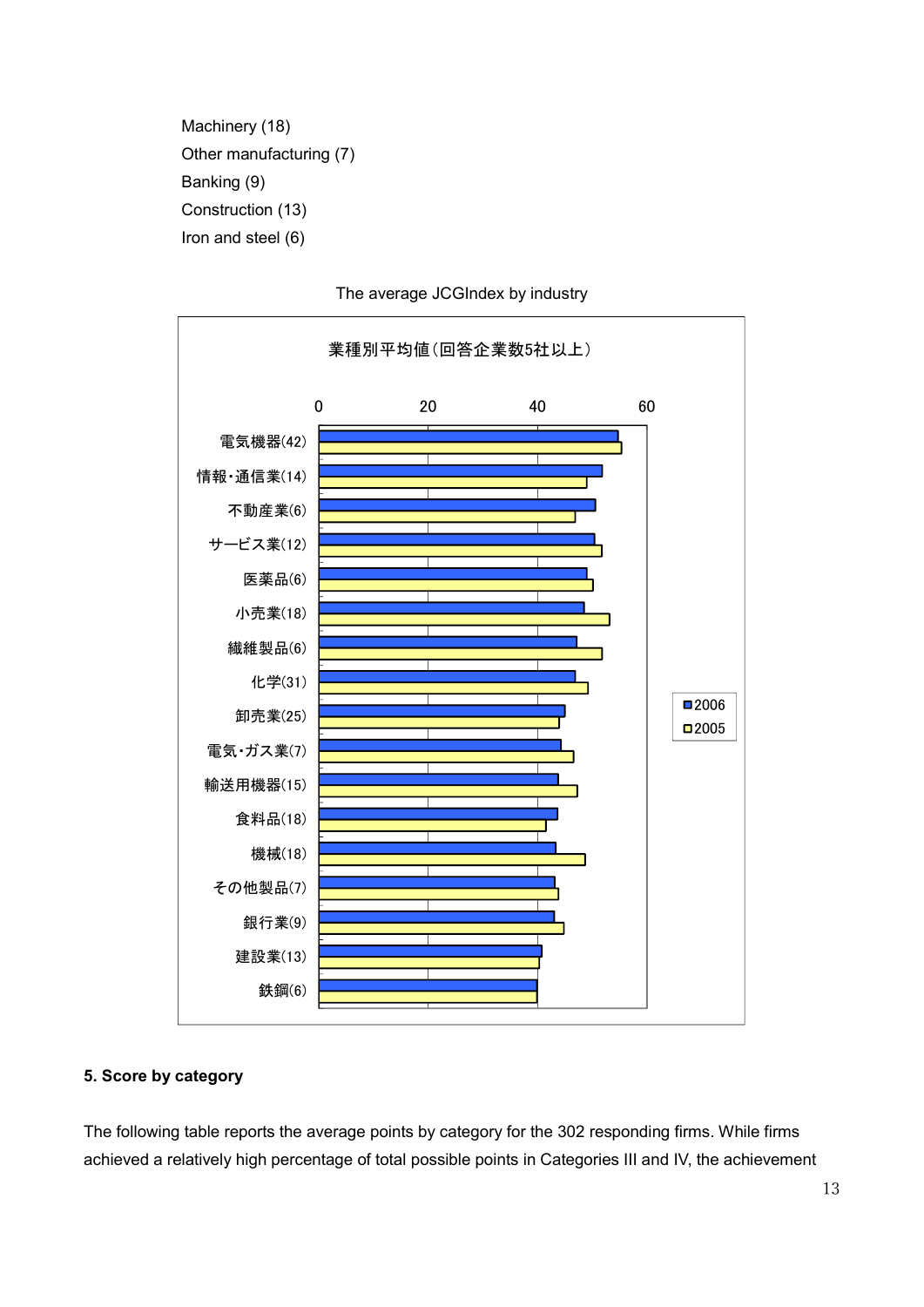Machinery (18)
Other manufacturing (7)
Banking (9)
Construction (13)
Iron and steel (6)

The average JCGIndex by industry

業種別平均値（回答企業数5社以上）

5. Score by category

The following table reports the average points by category for the 302 responding firms. While firms achieved a relatively high percentage of total possible points in Categories III and IV, the achievement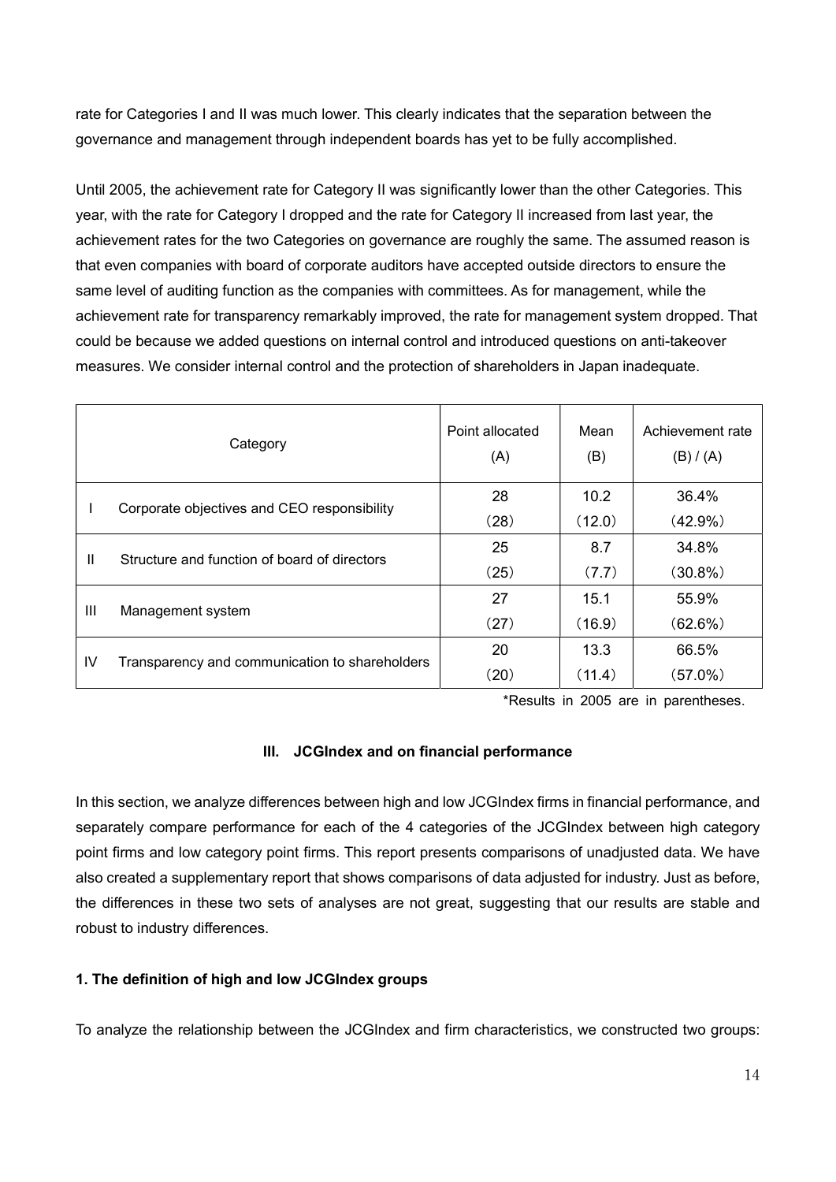rate for Categories I and II was much lower. This clearly indicates that the separation between the governance and management through independent boards has yet to be fully accomplished.

Until 2005, the achievement rate for Category II was significantly lower than the other Categories. This year, with the rate for Category I dropped and the rate for Category II increased from last year, the achievement rates for the two Categories on governance are roughly the same. The assumed reason is that even companies with board of corporate auditors have accepted outside directors to ensure the same level of auditing function as the companies with committees. As for management, while the achievement rate for transparency remarkably improved, the rate for management system dropped. That could be because we added questions on internal control and introduced questions on anti-takeover measures. We consider internal control and the protection of shareholders in Japan inadequate.

| | Category | Point allocated (A) | Mean (B) | Achievement rate (B) / (A) |
|---|---|---|---|---|
| I | Corporate objectives and CEO responsibility | 28<br>(28) | 10.2<br>(12.0) | 36.4%<br>(42.9%) |
| II | Structure and function of board of directors | 25<br>(25) | 8.7<br>(7.7) | 34.8%<br>(30.8%) |
| III | Management system | 27<br>(27) | 15.1<br>(16.9) | 55.9%<br>(62.6%) |
| IV | Transparency and communication to shareholders | 20<br>(20) | 13.3<br>(11.4) | 66.5%<br>(57.0%) |

*Results in 2005 are in parentheses.

## III. JCGIndex and on financial performance

In this section, we analyze differences between high and low JCGIndex firms in financial performance, and separately compare performance for each of the 4 categories of the JCGIndex between high category point firms and low category point firms. This report presents comparisons of unadjusted data. We have also created a supplementary report that shows comparisons of data adjusted for industry. Just as before, the differences in these two sets of analyses are not great, suggesting that our results are stable and robust to industry differences.

### 1. The definition of high and low JCGIndex groups

To analyze the relationship between the JCGIndex and firm characteristics, we constructed two groups: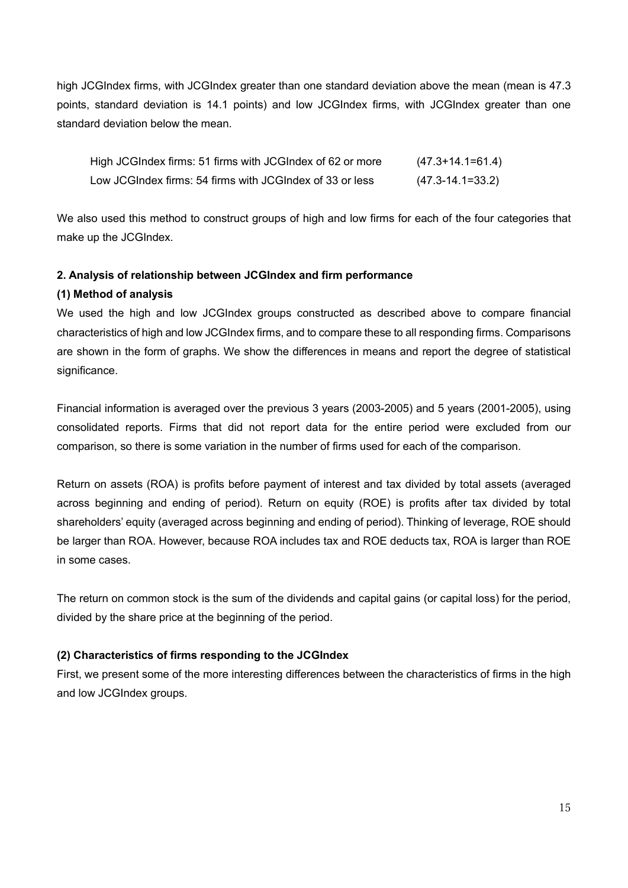high JCGIndex firms, with JCGIndex greater than one standard deviation above the mean (mean is 47.3 points, standard deviation is 14.1 points) and low JCGIndex firms, with JCGIndex greater than one standard deviation below the mean.

High JCGIndex firms: 51 firms with JCGIndex of 62 or more (47.3+14.1=61.4)
Low JCGIndex firms: 54 firms with JCGIndex of 33 or less (47.3-14.1=33.2)

We also used this method to construct groups of high and low firms for each of the four categories that make up the JCGIndex.

**2. Analysis of relationship between JCGIndex and firm performance**

**(1) Method of analysis**

We used the high and low JCGIndex groups constructed as described above to compare financial characteristics of high and low JCGIndex firms, and to compare these to all responding firms. Comparisons are shown in the form of graphs. We show the differences in means and report the degree of statistical significance.

Financial information is averaged over the previous 3 years (2003-2005) and 5 years (2001-2005), using consolidated reports. Firms that did not report data for the entire period were excluded from our comparison, so there is some variation in the number of firms used for each of the comparison.

Return on assets (ROA) is profits before payment of interest and tax divided by total assets (averaged across beginning and ending of period). Return on equity (ROE) is profits after tax divided by total shareholders' equity (averaged across beginning and ending of period). Thinking of leverage, ROE should be larger than ROA. However, because ROA includes tax and ROE deducts tax, ROA is larger than ROE in some cases.

The return on common stock is the sum of the dividends and capital gains (or capital loss) for the period, divided by the share price at the beginning of the period.

**(2) Characteristics of firms responding to the JCGIndex**

First, we present some of the more interesting differences between the characteristics of firms in the high and low JCGIndex groups.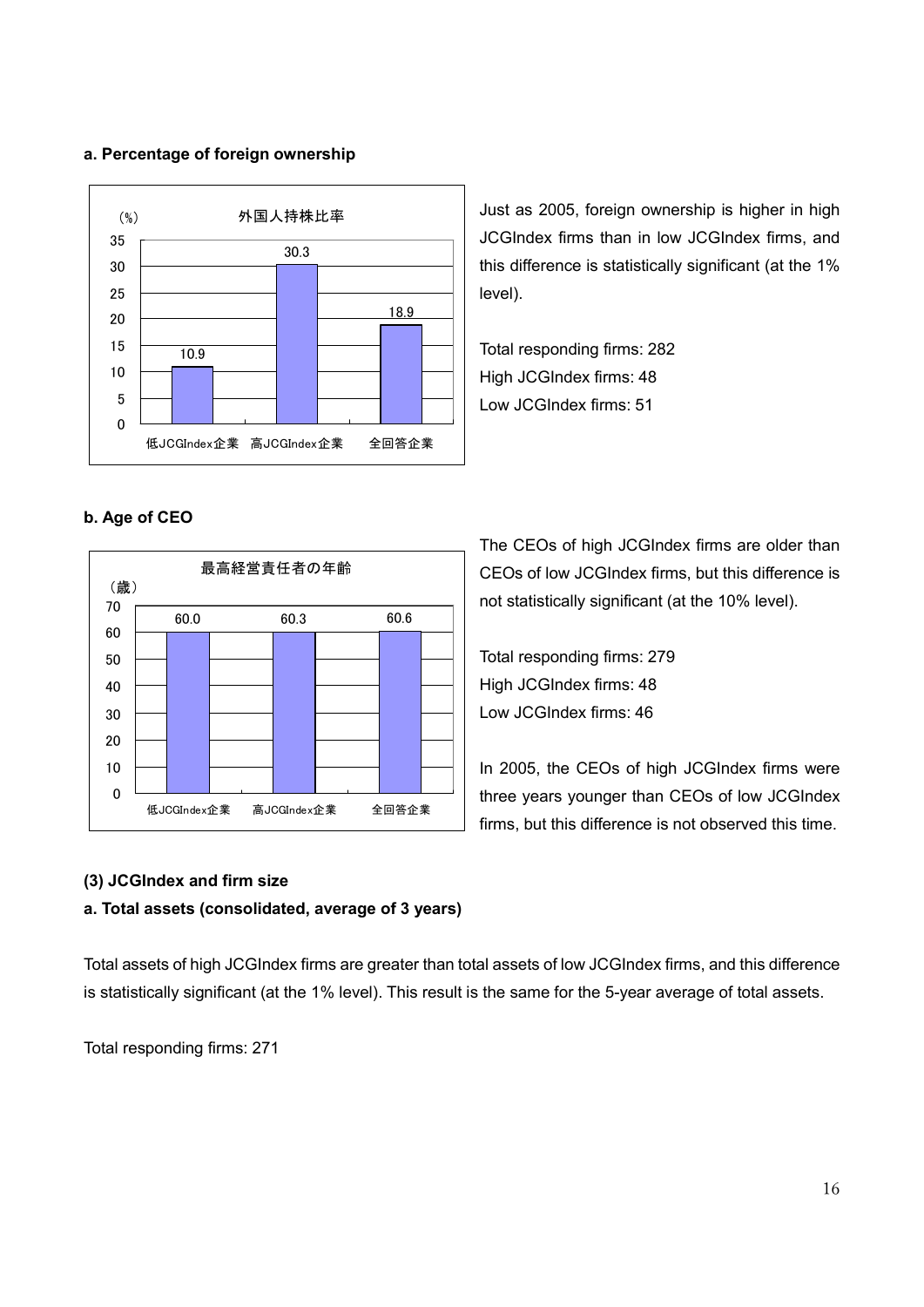#### a. Percentage of foreign ownership

Just as 2005, foreign ownership is higher in high JCGIndex firms than in low JCGIndex firms, and this difference is statistically significant (at the 1% level).

Total responding firms: 282
High JCGIndex firms: 48
Low JCGIndex firms: 51

#### b. Age of CEO

The CEOs of high JCGIndex firms are older than CEOs of low JCGIndex firms, but this difference is not statistically significant (at the 10% level).

Total responding firms: 279
High JCGIndex firms: 48
Low JCGIndex firms: 46

In 2005, the CEOs of high JCGIndex firms were three years younger than CEOs of low JCGIndex firms, but this difference is not observed this time.

### (3) JCGIndex and firm size

#### a. Total assets (consolidated, average of 3 years)

Total assets of high JCGIndex firms are greater than total assets of low JCGIndex firms, and this difference is statistically significant (at the 1% level). This result is the same for the 5-year average of total assets.

Total responding firms: 271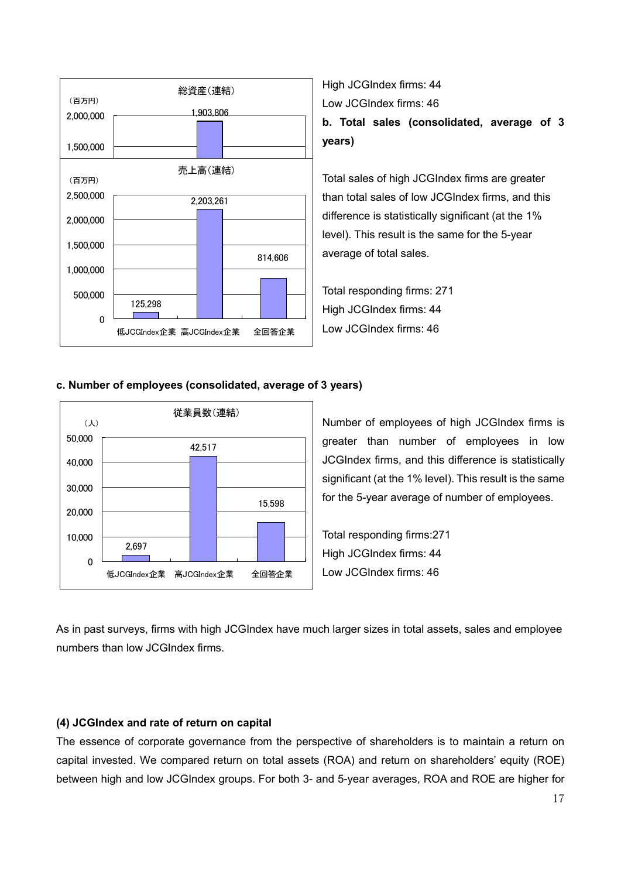| 総資産(連結) | |
|---|---|
| (百万円) | |
| 高JCGIndex企業 | 1,903,806 |

High JCGIndex firms: 44

Low JCGIndex firms: 46

**b. Total sales (consolidated, average of 3 years)**

| 売上高(連結)(百万円) | 低JCGIndex企業 | 高JCGIndex企業 | 全回答企業 |
|---|---|---|---|
| | 125,298 | 2,203,261 | 814,606 |

Total sales of high JCGIndex firms are greater than total sales of low JCGIndex firms, and this difference is statistically significant (at the 1% level). This result is the same for the 5-year average of total sales.

Total responding firms: 271

High JCGIndex firms: 44

Low JCGIndex firms: 46

**c. Number of employees (consolidated, average of 3 years)**

| 従業員数(連結)(人) | 低JCGIndex企業 | 高JCGIndex企業 | 全回答企業 |
|---|---|---|---|
| | 2,697 | 42,517 | 15,598 |

Number of employees of high JCGIndex firms is greater than number of employees in low JCGIndex firms, and this difference is statistically significant (at the 1% level). This result is the same for the 5-year average of number of employees.

Total responding firms:271

High JCGIndex firms: 44

Low JCGIndex firms: 46

As in past surveys, firms with high JCGIndex have much larger sizes in total assets, sales and employee numbers than low JCGIndex firms.

**(4) JCGIndex and rate of return on capital**

The essence of corporate governance from the perspective of shareholders is to maintain a return on capital invested. We compared return on total assets (ROA) and return on shareholders' equity (ROE) between high and low JCGIndex groups. For both 3- and 5-year averages, ROA and ROE are higher for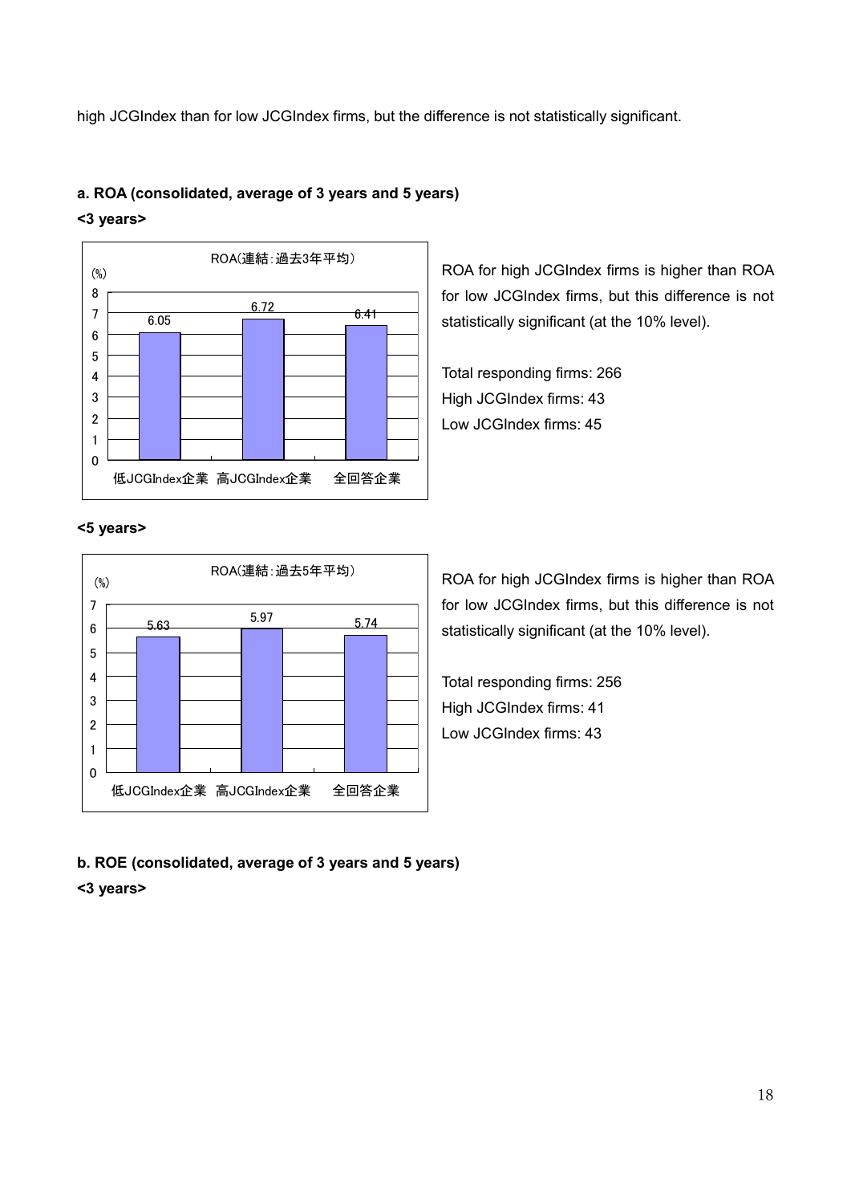high JCGIndex than for low JCGIndex firms, but the difference is not statistically significant.

**a. ROA (consolidated, average of 3 years and 5 years)**

**<3 years>**

ROA(連結：過去3年平均)

| | 低JCGIndex企業 | 高JCGIndex企業 | 全回答企業 |
|---|---|---|---|
| (%) | 6.05 | 6.72 | 6.41 |

ROA for high JCGIndex firms is higher than ROA for low JCGIndex firms, but this difference is not statistically significant (at the 10% level).

Total responding firms: 266
High JCGIndex firms: 43
Low JCGIndex firms: 45

**<5 years>**

ROA(連結：過去5年平均)

| | 低JCGIndex企業 | 高JCGIndex企業 | 全回答企業 |
|---|---|---|---|
| (%) | 5.63 | 5.97 | 5.74 |

ROA for high JCGIndex firms is higher than ROA for low JCGIndex firms, but this difference is not statistically significant (at the 10% level).

Total responding firms: 256
High JCGIndex firms: 41
Low JCGIndex firms: 43

**b. ROE (consolidated, average of 3 years and 5 years)**

**<3 years>**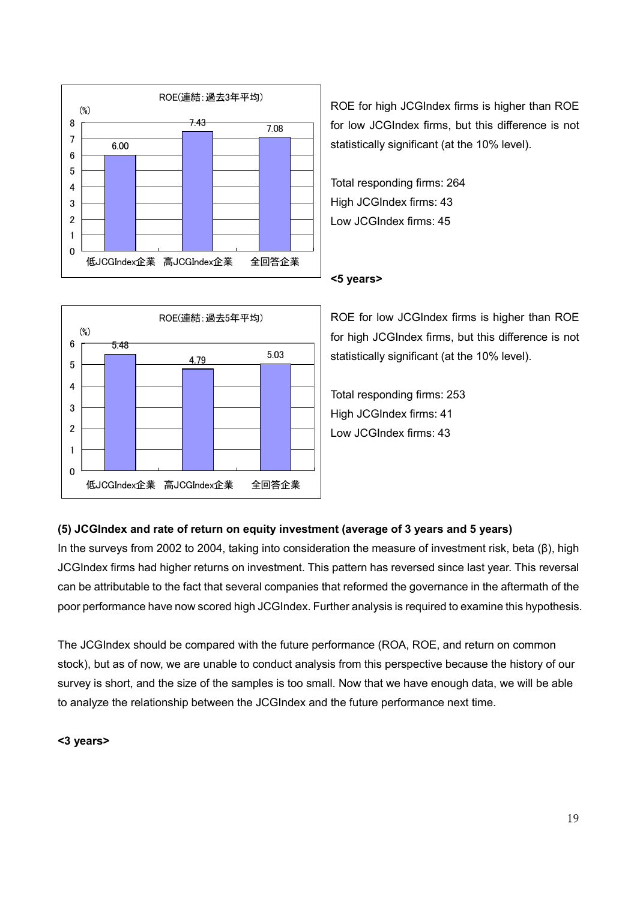**ROE(連結:過去3年平均)**

| | 低JCGIndex企業 | 高JCGIndex企業 | 全回答企業 |
|---|---|---|---|
| (%) | 6.00 | 7.43 | 7.08 |

ROE for high JCGIndex firms is higher than ROE for low JCGIndex firms, but this difference is not statistically significant (at the 10% level).

Total responding firms: 264
High JCGIndex firms: 43
Low JCGIndex firms: 45

**<5 years>**

**ROE(連結:過去5年平均)**

| | 低JCGIndex企業 | 高JCGIndex企業 | 全回答企業 |
|---|---|---|---|
| (%) | 5.48 | 4.79 | 5.03 |

ROE for low JCGIndex firms is higher than ROE for high JCGIndex firms, but this difference is not statistically significant (at the 10% level).

Total responding firms: 253
High JCGIndex firms: 41
Low JCGIndex firms: 43

**(5) JCGIndex and rate of return on equity investment (average of 3 years and 5 years)**

In the surveys from 2002 to 2004, taking into consideration the measure of investment risk, beta (β), high JCGIndex firms had higher returns on investment. This pattern has reversed since last year. This reversal can be attributable to the fact that several companies that reformed the governance in the aftermath of the poor performance have now scored high JCGIndex. Further analysis is required to examine this hypothesis.

The JCGIndex should be compared with the future performance (ROA, ROE, and return on common stock), but as of now, we are unable to conduct analysis from this perspective because the history of our survey is short, and the size of the samples is too small. Now that we have enough data, we will be able to analyze the relationship between the JCGIndex and the future performance next time.

**<3 years>**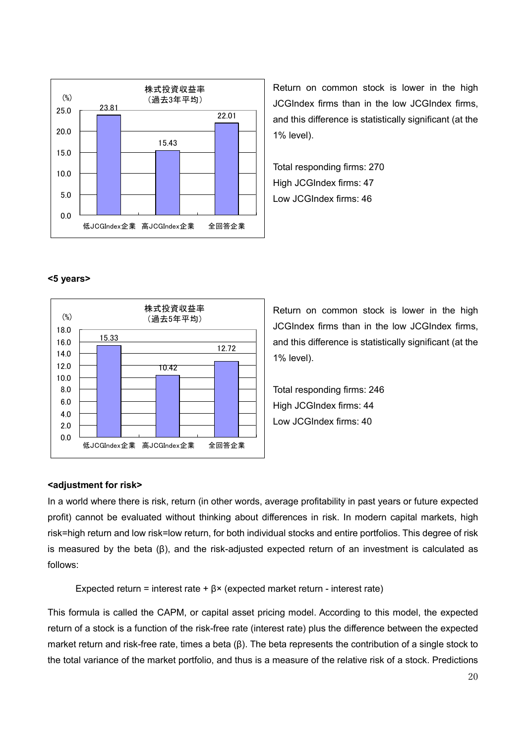| | 低JCGIndex企業 | 高JCGIndex企業 | 全回答企業 |
|---|---|---|---|
| 株式投資収益率（過去3年平均）(%) | 23.81 | 15.43 | 22.01 |

Return on common stock is lower in the high JCGIndex firms than in the low JCGIndex firms, and this difference is statistically significant (at the 1% level).

Total responding firms: 270
High JCGIndex firms: 47
Low JCGIndex firms: 46

**<5 years>**

| | 低JCGIndex企業 | 高JCGIndex企業 | 全回答企業 |
|---|---|---|---|
| 株式投資収益率（過去5年平均）(%) | 15.33 | 10.42 | 12.72 |

Return on common stock is lower in the high JCGIndex firms than in the low JCGIndex firms, and this difference is statistically significant (at the 1% level).

Total responding firms: 246
High JCGIndex firms: 44
Low JCGIndex firms: 40

**<adjustment for risk>**

In a world where there is risk, return (in other words, average profitability in past years or future expected profit) cannot be evaluated without thinking about differences in risk. In modern capital markets, high risk=high return and low risk=low return, for both individual stocks and entire portfolios. This degree of risk is measured by the beta (β), and the risk-adjusted expected return of an investment is calculated as follows:

Expected return = interest rate + β× (expected market return - interest rate)

This formula is called the CAPM, or capital asset pricing model. According to this model, the expected return of a stock is a function of the risk-free rate (interest rate) plus the difference between the expected market return and risk-free rate, times a beta (β). The beta represents the contribution of a single stock to the total variance of the market portfolio, and thus is a measure of the relative risk of a stock. Predictions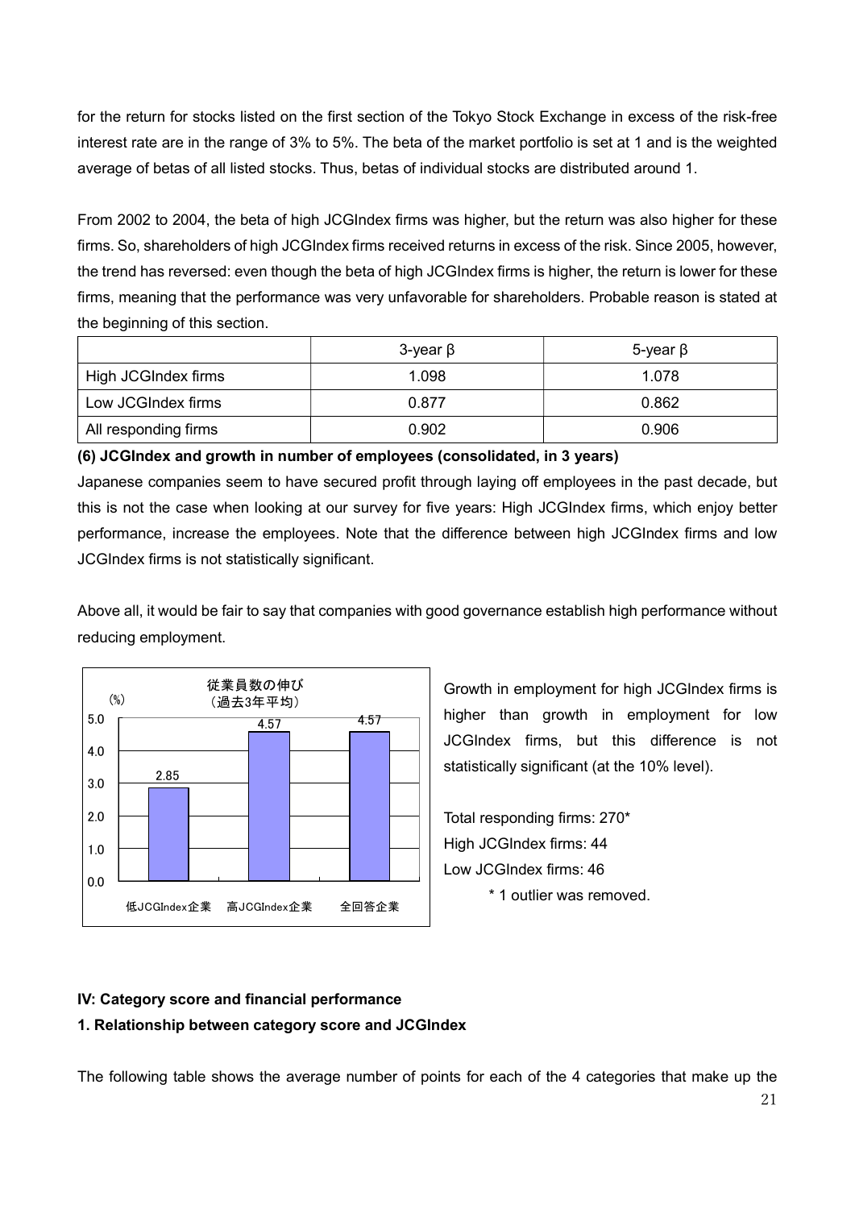for the return for stocks listed on the first section of the Tokyo Stock Exchange in excess of the risk-free interest rate are in the range of 3% to 5%. The beta of the market portfolio is set at 1 and is the weighted average of betas of all listed stocks. Thus, betas of individual stocks are distributed around 1.

From 2002 to 2004, the beta of high JCGIndex firms was higher, but the return was also higher for these firms. So, shareholders of high JCGIndex firms received returns in excess of the risk. Since 2005, however, the trend has reversed: even though the beta of high JCGIndex firms is higher, the return is lower for these firms, meaning that the performance was very unfavorable for shareholders. Probable reason is stated at the beginning of this section.

| | 3-year β | 5-year β |
|---|---|---|
| High JCGIndex firms | 1.098 | 1.078 |
| Low JCGIndex firms | 0.877 | 0.862 |
| All responding firms | 0.902 | 0.906 |

**(6) JCGIndex and growth in number of employees (consolidated, in 3 years)**

Japanese companies seem to have secured profit through laying off employees in the past decade, but this is not the case when looking at our survey for five years: High JCGIndex firms, which enjoy better performance, increase the employees. Note that the difference between high JCGIndex firms and low JCGIndex firms is not statistically significant.

Above all, it would be fair to say that companies with good governance establish high performance without reducing employment.

従業員数の伸び（過去3年平均）(%)

| | 低JCGIndex企業 | 高JCGIndex企業 | 全回答企業 |
|---|---|---|---|
| 従業員数の伸び (%) | 2.85 | 4.57 | 4.57 |

Growth in employment for high JCGIndex firms is higher than growth in employment for low JCGIndex firms, but this difference is not statistically significant (at the 10% level).

Total responding firms: 270*
High JCGIndex firms: 44
Low JCGIndex firms: 46
\* 1 outlier was removed.

## IV: Category score and financial performance

### 1. Relationship between category score and JCGIndex

The following table shows the average number of points for each of the 4 categories that make up the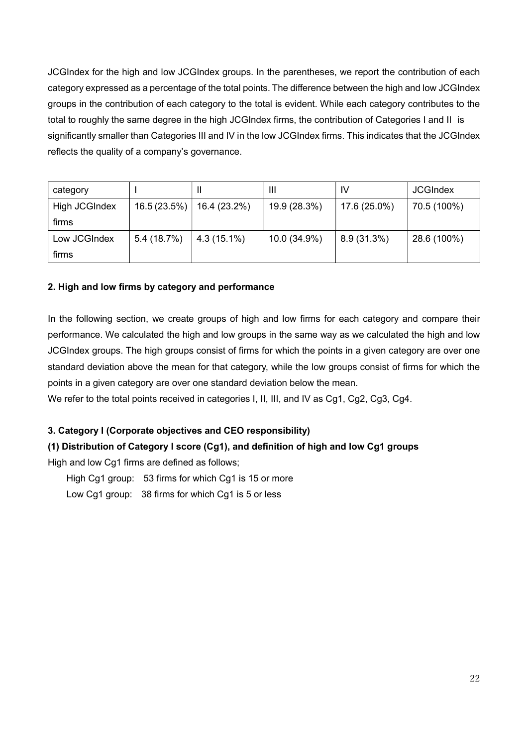JCGIndex for the high and low JCGIndex groups. In the parentheses, we report the contribution of each category expressed as a percentage of the total points. The difference between the high and low JCGIndex groups in the contribution of each category to the total is evident. While each category contributes to the total to roughly the same degree in the high JCGIndex firms, the contribution of Categories I and II is significantly smaller than Categories III and IV in the low JCGIndex firms. This indicates that the JCGIndex reflects the quality of a company's governance.

| category | I | II | III | IV | JCGIndex |
|---|---|---|---|---|---|
| High JCGIndex firms | 16.5 (23.5%) | 16.4 (23.2%) | 19.9 (28.3%) | 17.6 (25.0%) | 70.5 (100%) |
| Low JCGIndex firms | 5.4 (18.7%) | 4.3 (15.1%) | 10.0 (34.9%) | 8.9 (31.3%) | 28.6 (100%) |

### 2. High and low firms by category and performance

In the following section, we create groups of high and low firms for each category and compare their performance. We calculated the high and low groups in the same way as we calculated the high and low JCGIndex groups. The high groups consist of firms for which the points in a given category are over one standard deviation above the mean for that category, while the low groups consist of firms for which the points in a given category are over one standard deviation below the mean.

We refer to the total points received in categories I, II, III, and IV as Cg1, Cg2, Cg3, Cg4.

### 3. Category I (Corporate objectives and CEO responsibility)

#### (1) Distribution of Category I score (Cg1), and definition of high and low Cg1 groups

High and low Cg1 firms are defined as follows;

High Cg1 group: 53 firms for which Cg1 is 15 or more

Low Cg1 group: 38 firms for which Cg1 is 5 or less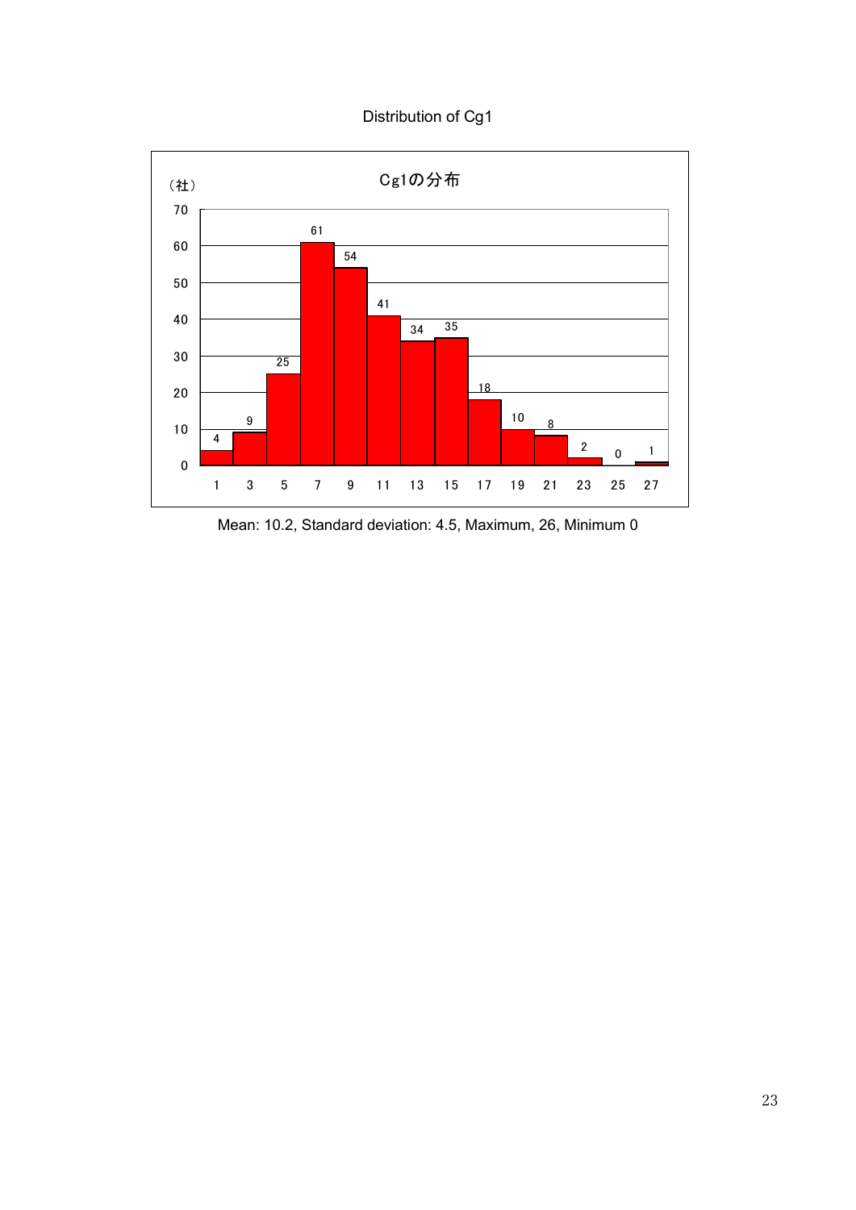Distribution of Cg1

Cg1の分布

（社）

| Cg1 | 1 | 3 | 5 | 7 | 9 | 11 | 13 | 15 | 17 | 19 | 21 | 23 | 25 | 27 |
|---|---|---|---|---|---|---|---|---|---|---|---|---|---|---|
| （社） | 4 | 9 | 25 | 61 | 54 | 41 | 34 | 35 | 18 | 10 | 8 | 2 | 0 | 1 |

Mean: 10.2, Standard deviation: 4.5, Maximum, 26, Minimum 0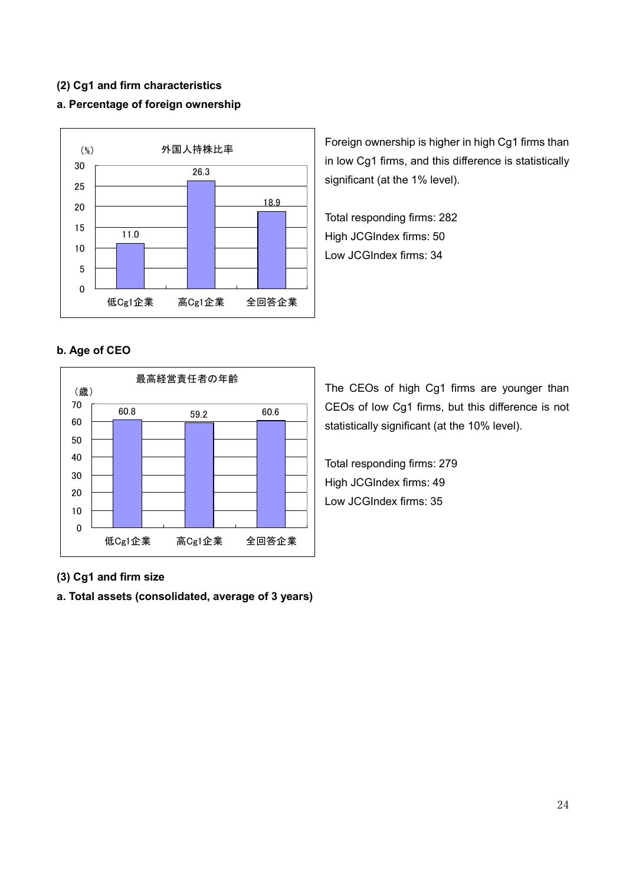### (2) Cg1 and firm characteristics

#### a. Percentage of foreign ownership

外国人持株比率

| | 低Cg1企業 | 高Cg1企業 | 全回答企業 |
|---|---|---|---|
| (%) | 11.0 | 26.3 | 18.9 |

Foreign ownership is higher in high Cg1 firms than in low Cg1 firms, and this difference is statistically significant (at the 1% level).

Total responding firms: 282
High JCGIndex firms: 50
Low JCGIndex firms: 34

#### b. Age of CEO

最高経営責任者の年齢

| | 低Cg1企業 | 高Cg1企業 | 全回答企業 |
|---|---|---|---|
| (歳) | 60.8 | 59.2 | 60.6 |

The CEOs of high Cg1 firms are younger than CEOs of low Cg1 firms, but this difference is not statistically significant (at the 10% level).

Total responding firms: 279
High JCGIndex firms: 49
Low JCGIndex firms: 35

### (3) Cg1 and firm size

#### a. Total assets (consolidated, average of 3 years)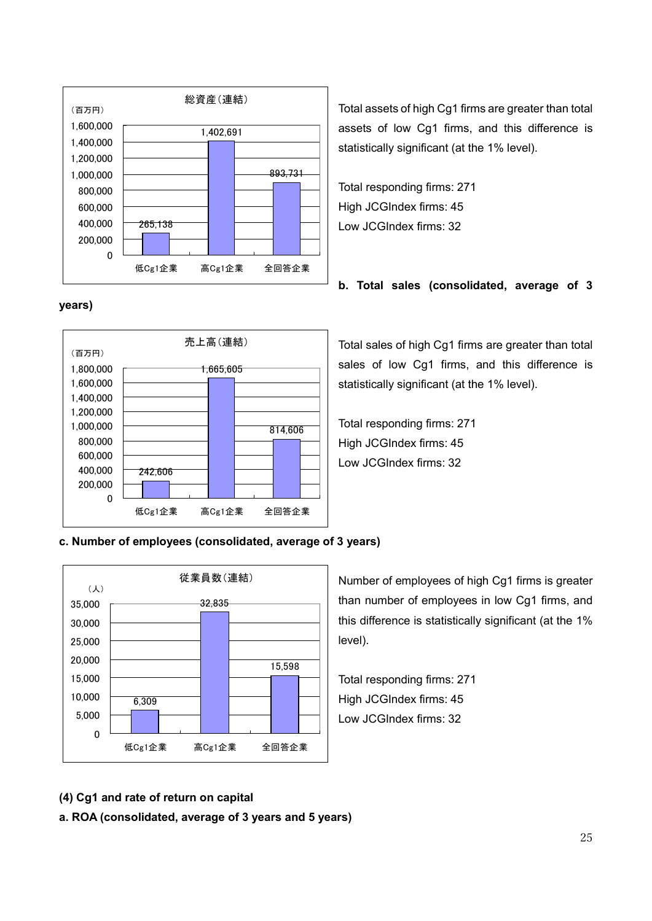| 総資産（連結） | |
|---|---|
| （百万円） | |
| 低Cg1企業 | 265,138 |
| 高Cg1企業 | 1,402,691 |
| 全回答企業 | 893,731 |

Total assets of high Cg1 firms are greater than total assets of low Cg1 firms, and this difference is statistically significant (at the 1% level).

Total responding firms: 271
High JCGIndex firms: 45
Low JCGIndex firms: 32

**b. Total sales (consolidated, average of 3 years)**

| 売上高（連結） | |
|---|---|
| （百万円） | |
| 低Cg1企業 | 242,606 |
| 高Cg1企業 | 1,665,605 |
| 全回答企業 | 814,606 |

Total sales of high Cg1 firms are greater than total sales of low Cg1 firms, and this difference is statistically significant (at the 1% level).

Total responding firms: 271
High JCGIndex firms: 45
Low JCGIndex firms: 32

**c. Number of employees (consolidated, average of 3 years)**

| 従業員数（連結） | |
|---|---|
| （人） | |
| 低Cg1企業 | 6,309 |
| 高Cg1企業 | 32,835 |
| 全回答企業 | 15,598 |

Number of employees of high Cg1 firms is greater than number of employees in low Cg1 firms, and this difference is statistically significant (at the 1% level).

Total responding firms: 271
High JCGIndex firms: 45
Low JCGIndex firms: 32

**(4) Cg1 and rate of return on capital**

**a. ROA (consolidated, average of 3 years and 5 years)**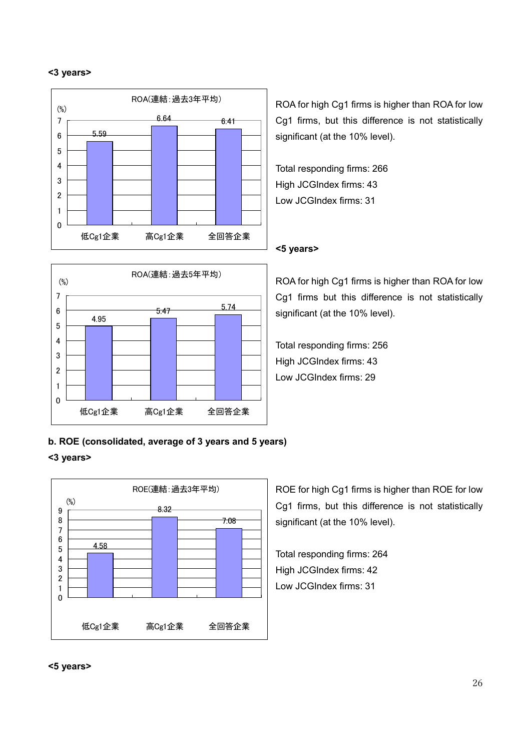**<3 years>**

ROA(連結：過去3年平均)

| | 低Cg1企業 | 高Cg1企業 | 全回答企業 |
|---|---|---|---|
| (%) | 5.59 | 6.64 | 6.41 |

ROA for high Cg1 firms is higher than ROA for low Cg1 firms, but this difference is not statistically significant (at the 10% level).

Total responding firms: 266
High JCGIndex firms: 43
Low JCGIndex firms: 31

**<5 years>**

ROA(連結：過去5年平均)

| | 低Cg1企業 | 高Cg1企業 | 全回答企業 |
|---|---|---|---|
| (%) | 4.95 | 5.47 | 5.74 |

ROA for high Cg1 firms is higher than ROA for low Cg1 firms but this difference is not statistically significant (at the 10% level).

Total responding firms: 256
High JCGIndex firms: 43
Low JCGIndex firms: 29

**b. ROE (consolidated, average of 3 years and 5 years)**

**<3 years>**

ROE(連結：過去3年平均)

| | 低Cg1企業 | 高Cg1企業 | 全回答企業 |
|---|---|---|---|
| (%) | 4.58 | 8.32 | 7.08 |

ROE for high Cg1 firms is higher than ROE for low Cg1 firms, but this difference is not statistically significant (at the 10% level).

Total responding firms: 264
High JCGIndex firms: 42
Low JCGIndex firms: 31

**<5 years>**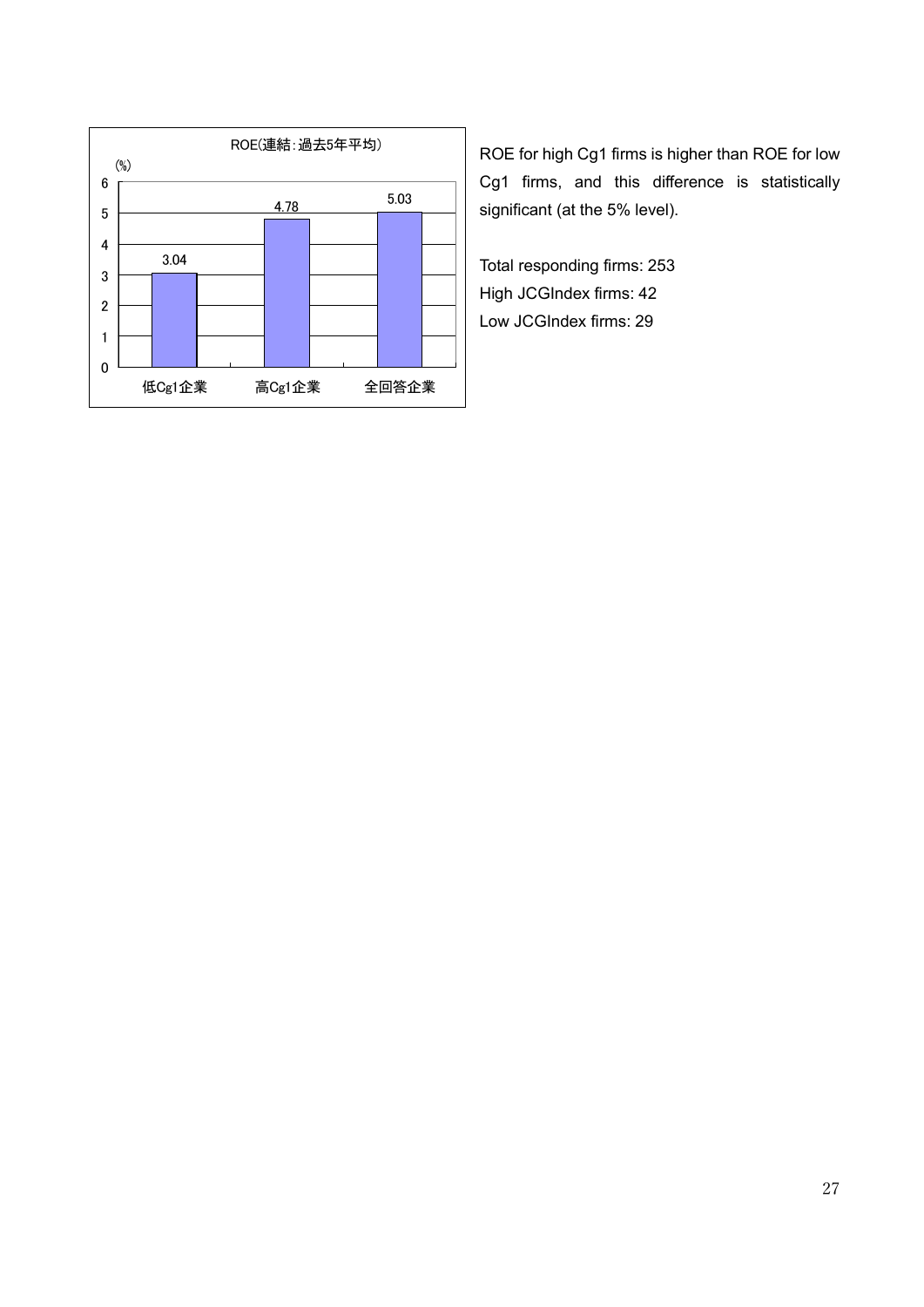ROE(連結:過去5年平均)

| | 低Cg1企業 | 高Cg1企業 | 全回答企業 |
|---|---|---|---|
| ROE (%) | 3.04 | 4.78 | 5.03 |

ROE for high Cg1 firms is higher than ROE for low Cg1 firms, and this difference is statistically significant (at the 5% level).

Total responding firms: 253
High JCGIndex firms: 42
Low JCGIndex firms: 29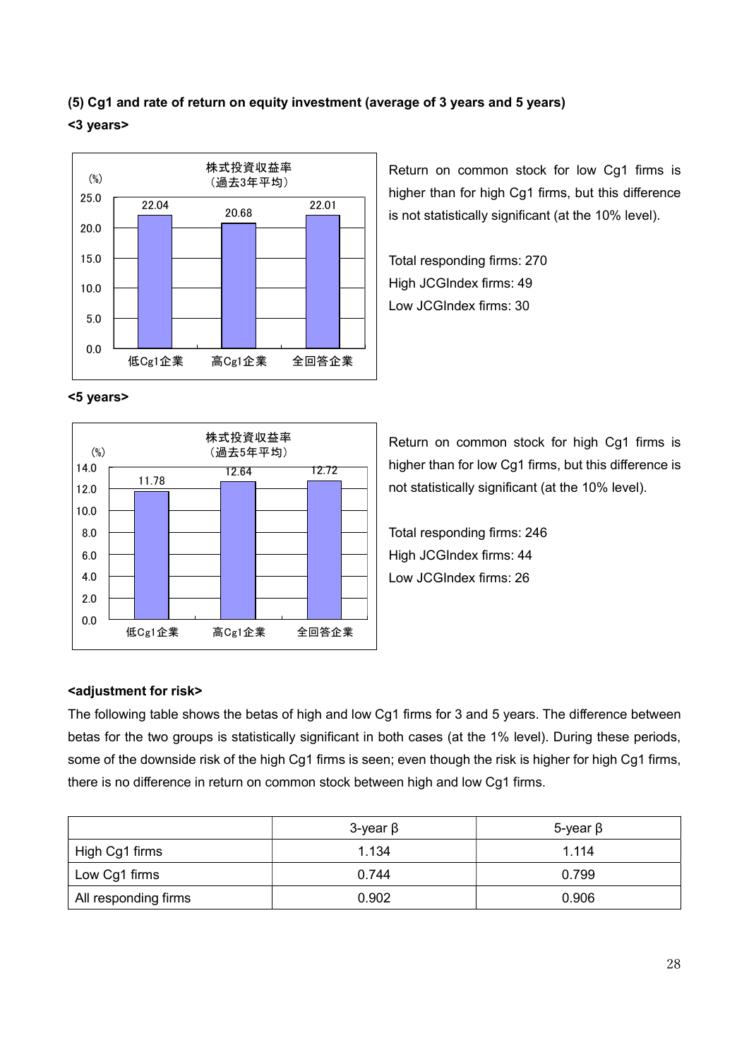### (5) Cg1 and rate of return on equity investment (average of 3 years and 5 years)

**<3 years>**

株式投資収益率（過去3年平均）

| | 低Cg1企業 | 高Cg1企業 | 全回答企業 |
|---|---|---|---|
| (%) | 22.04 | 20.68 | 22.01 |

Return on common stock for low Cg1 firms is higher than for high Cg1 firms, but this difference is not statistically significant (at the 10% level).

Total responding firms: 270
High JCGIndex firms: 49
Low JCGIndex firms: 30

**<5 years>**

株式投資収益率（過去5年平均）

| | 低Cg1企業 | 高Cg1企業 | 全回答企業 |
|---|---|---|---|
| (%) | 11.78 | 12.64 | 12.72 |

Return on common stock for high Cg1 firms is higher than for low Cg1 firms, but this difference is not statistically significant (at the 10% level).

Total responding firms: 246
High JCGIndex firms: 44
Low JCGIndex firms: 26

**<adjustment for risk>**

The following table shows the betas of high and low Cg1 firms for 3 and 5 years. The difference between betas for the two groups is statistically significant in both cases (at the 1% level). During these periods, some of the downside risk of the high Cg1 firms is seen; even though the risk is higher for high Cg1 firms, there is no difference in return on common stock between high and low Cg1 firms.

| | 3-year β | 5-year β |
|---|---|---|
| High Cg1 firms | 1.134 | 1.114 |
| Low Cg1 firms | 0.744 | 0.799 |
| All responding firms | 0.902 | 0.906 |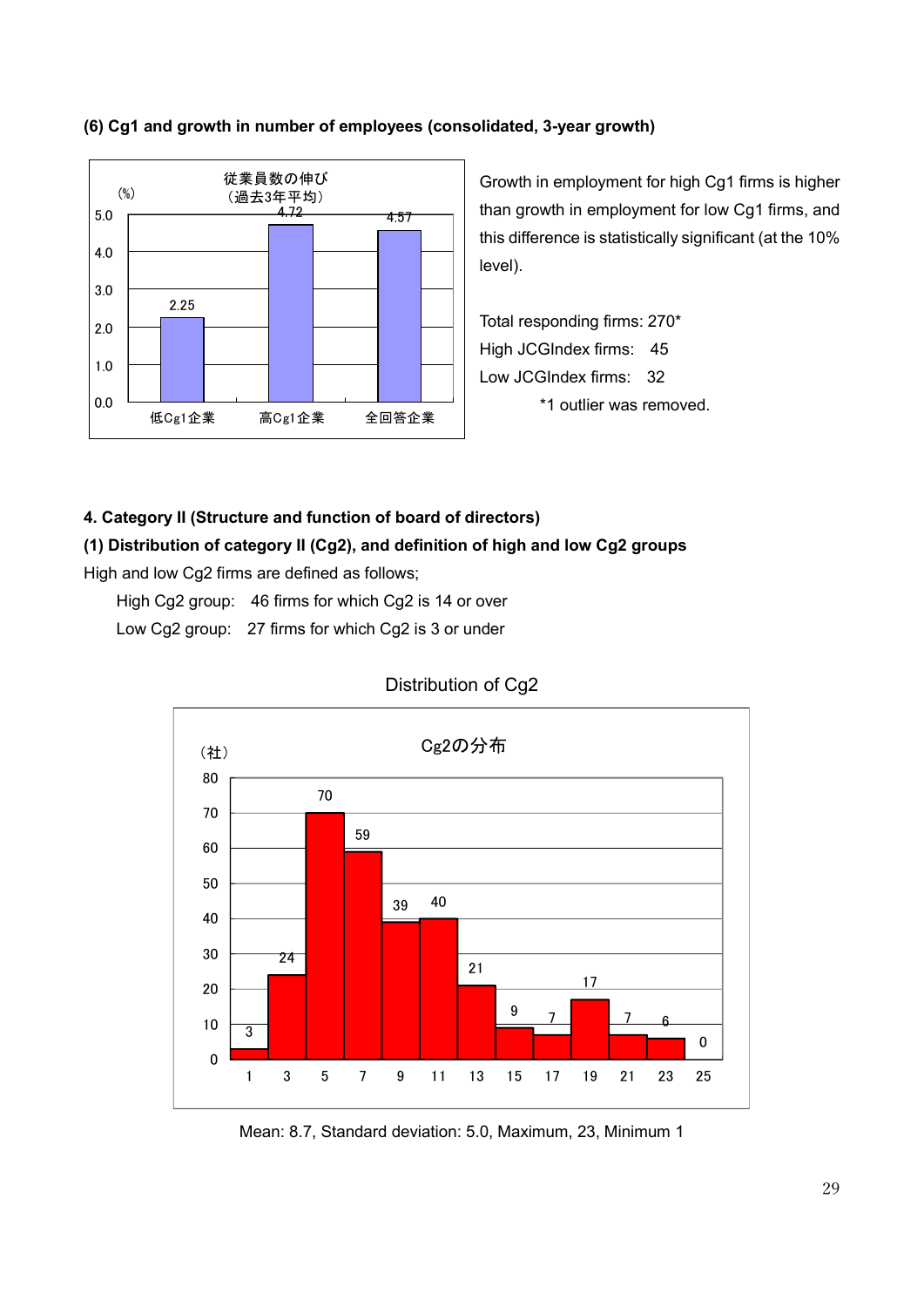**(6) Cg1 and growth in number of employees (consolidated, 3-year growth)**

従業員数の伸び
（過去3年平均）

| | 低Cg1企業 | 高Cg1企業 | 全回答企業 |
|---|---|---|---|
| (%) | 2.25 | 4.72 | 4.57 |

Growth in employment for high Cg1 firms is higher than growth in employment for low Cg1 firms, and this difference is statistically significant (at the 10% level).

Total responding firms: 270*

High JCGIndex firms: 45

Low JCGIndex firms: 32

*1 outlier was removed.

**4. Category II (Structure and function of board of directors)**

**(1) Distribution of category II (Cg2), and definition of high and low Cg2 groups**

High and low Cg2 firms are defined as follows;

High Cg2 group: 46 firms for which Cg2 is 14 or over

Low Cg2 group: 27 firms for which Cg2 is 3 or under

Distribution of Cg2

Cg2の分布

| Cg2 | 1 | 3 | 5 | 7 | 9 | 11 | 13 | 15 | 17 | 19 | 21 | 23 | 25 |
|---|---|---|---|---|---|---|---|---|---|---|---|---|---|
| （社） | 3 | 24 | 70 | 59 | 39 | 40 | 21 | 9 | 7 | 17 | 7 | 6 | 0 |

Mean: 8.7, Standard deviation: 5.0, Maximum, 23, Minimum 1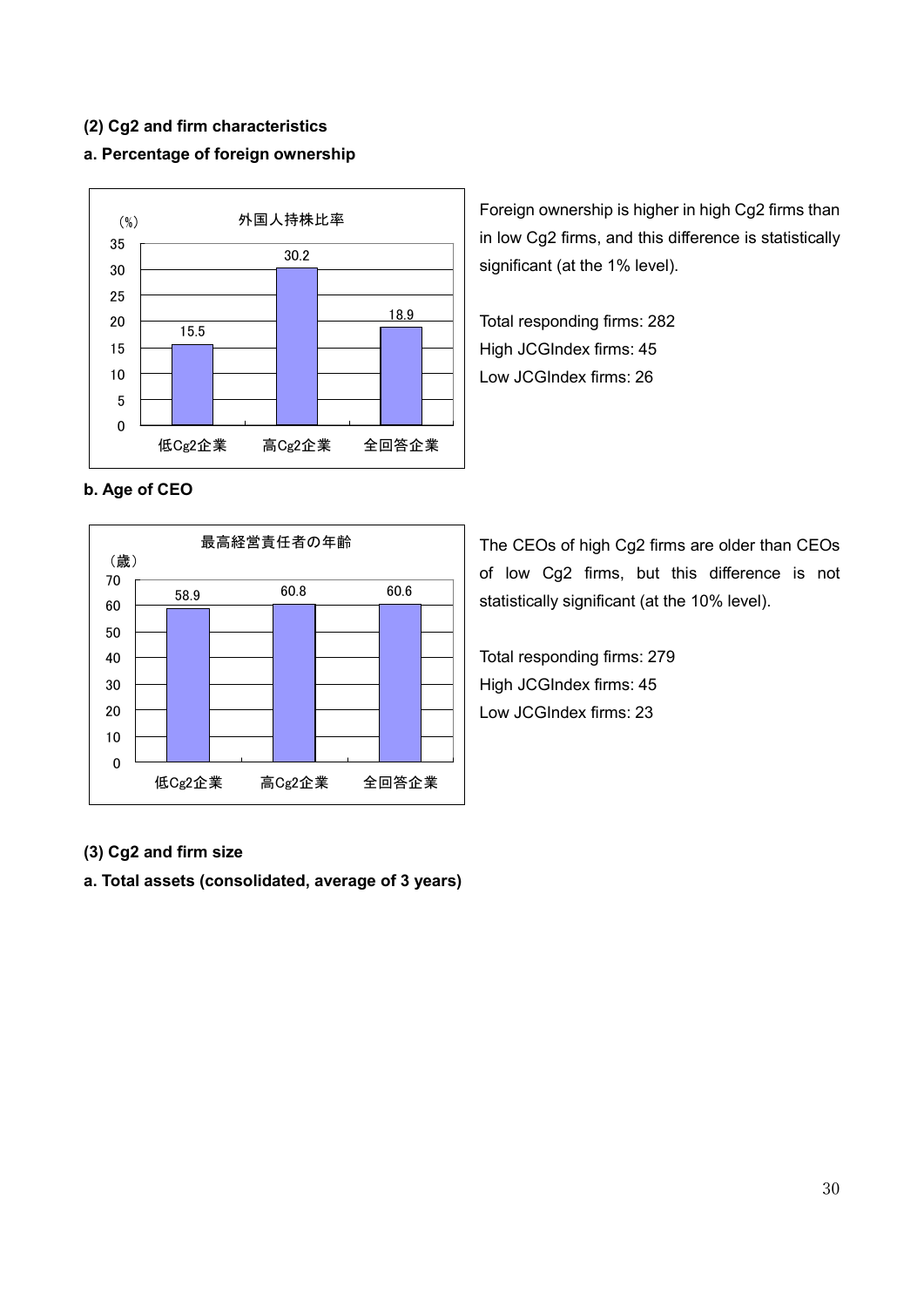### (2) Cg2 and firm characteristics

**a. Percentage of foreign ownership**

外国人持株比率

| (%) | 低Cg2企業 | 高Cg2企業 | 全回答企業 |
|---|---|---|---|
| 外国人持株比率 | 15.5 | 30.2 | 18.9 |

Foreign ownership is higher in high Cg2 firms than in low Cg2 firms, and this difference is statistically significant (at the 1% level).

Total responding firms: 282
High JCGIndex firms: 45
Low JCGIndex firms: 26

**b. Age of CEO**

最高経営責任者の年齢

| (歳) | 低Cg2企業 | 高Cg2企業 | 全回答企業 |
|---|---|---|---|
| 最高経営責任者の年齢 | 58.9 | 60.8 | 60.6 |

The CEOs of high Cg2 firms are older than CEOs of low Cg2 firms, but this difference is not statistically significant (at the 10% level).

Total responding firms: 279
High JCGIndex firms: 45
Low JCGIndex firms: 23

### (3) Cg2 and firm size

**a. Total assets (consolidated, average of 3 years)**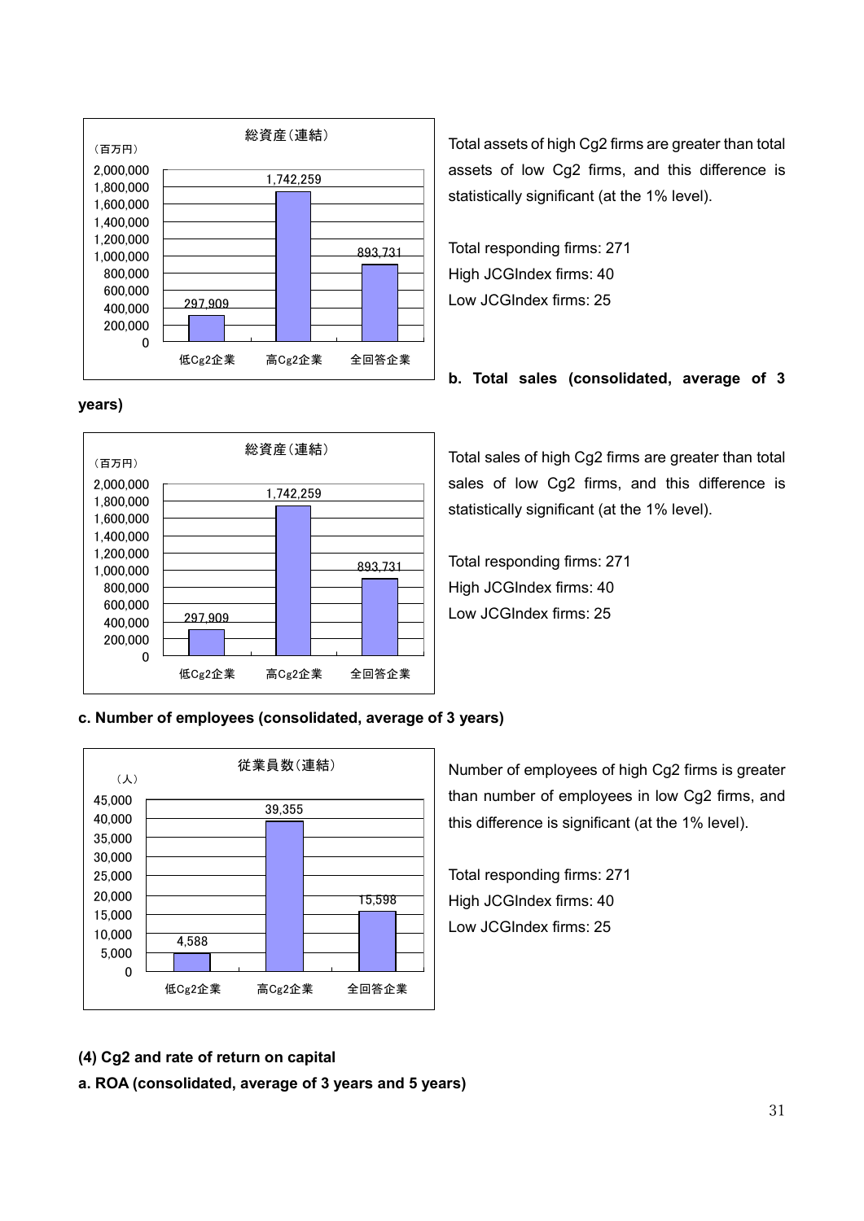総資産(連結)

(百万円)

| | 低Cg2企業 | 高Cg2企業 | 全回答企業 |
|---|---|---|---|
| 総資産(連結) | 297,909 | 1,742,259 | 893,731 |

Total assets of high Cg2 firms are greater than total assets of low Cg2 firms, and this difference is statistically significant (at the 1% level).

Total responding firms: 271
High JCGIndex firms: 40
Low JCGIndex firms: 25

**b. Total sales (consolidated, average of 3 years)**

総資産(連結)

(百万円)

| | 低Cg2企業 | 高Cg2企業 | 全回答企業 |
|---|---|---|---|
| 総資産(連結) | 297,909 | 1,742,259 | 893,731 |

Total sales of high Cg2 firms are greater than total sales of low Cg2 firms, and this difference is statistically significant (at the 1% level).

Total responding firms: 271
High JCGIndex firms: 40
Low JCGIndex firms: 25

**c. Number of employees (consolidated, average of 3 years)**

従業員数(連結)

(人)

| | 低Cg2企業 | 高Cg2企業 | 全回答企業 |
|---|---|---|---|
| 従業員数(連結) | 4,588 | 39,355 | 15,598 |

Number of employees of high Cg2 firms is greater than number of employees in low Cg2 firms, and this difference is significant (at the 1% level).

Total responding firms: 271
High JCGIndex firms: 40
Low JCGIndex firms: 25

**(4) Cg2 and rate of return on capital**

**a. ROA (consolidated, average of 3 years and 5 years)**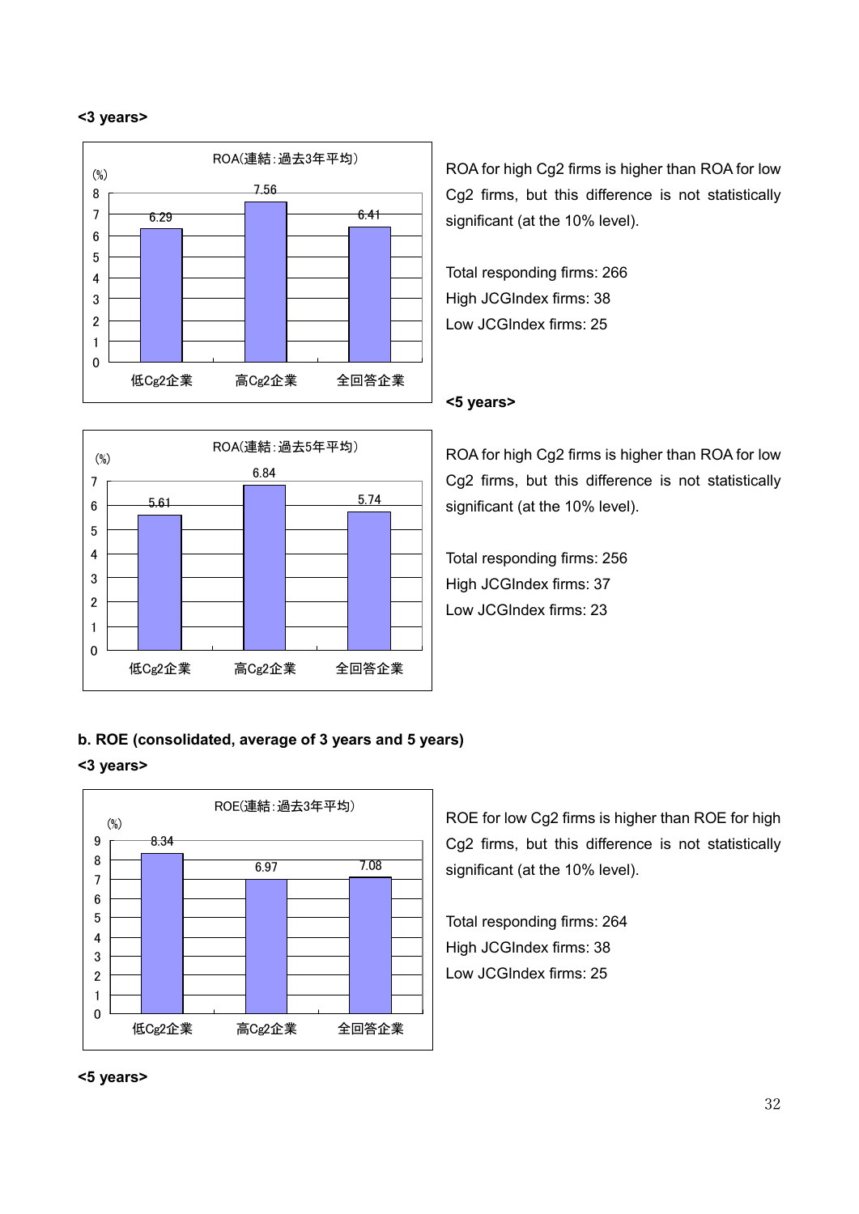**<3 years>**

ROA(連結:過去3年平均)

(%)

| 低Cg2企業 | 高Cg2企業 | 全回答企業 |
| --- | --- | --- |
| 6.29 | 7.56 | 6.41 |

ROA for high Cg2 firms is higher than ROA for low Cg2 firms, but this difference is not statistically significant (at the 10% level).

Total responding firms: 266
High JCGIndex firms: 38
Low JCGIndex firms: 25

**<5 years>**

ROA(連結:過去5年平均)

(%)

| 低Cg2企業 | 高Cg2企業 | 全回答企業 |
| --- | --- | --- |
| 5.61 | 6.84 | 5.74 |

ROA for high Cg2 firms is higher than ROA for low Cg2 firms, but this difference is not statistically significant (at the 10% level).

Total responding firms: 256
High JCGIndex firms: 37
Low JCGIndex firms: 23

**b. ROE (consolidated, average of 3 years and 5 years)**

**<3 years>**

ROE(連結:過去3年平均)

(%)

| 低Cg2企業 | 高Cg2企業 | 全回答企業 |
| --- | --- | --- |
| 8.34 | 6.97 | 7.08 |

ROE for low Cg2 firms is higher than ROE for high Cg2 firms, but this difference is not statistically significant (at the 10% level).

Total responding firms: 264
High JCGIndex firms: 38
Low JCGIndex firms: 25

**<5 years>**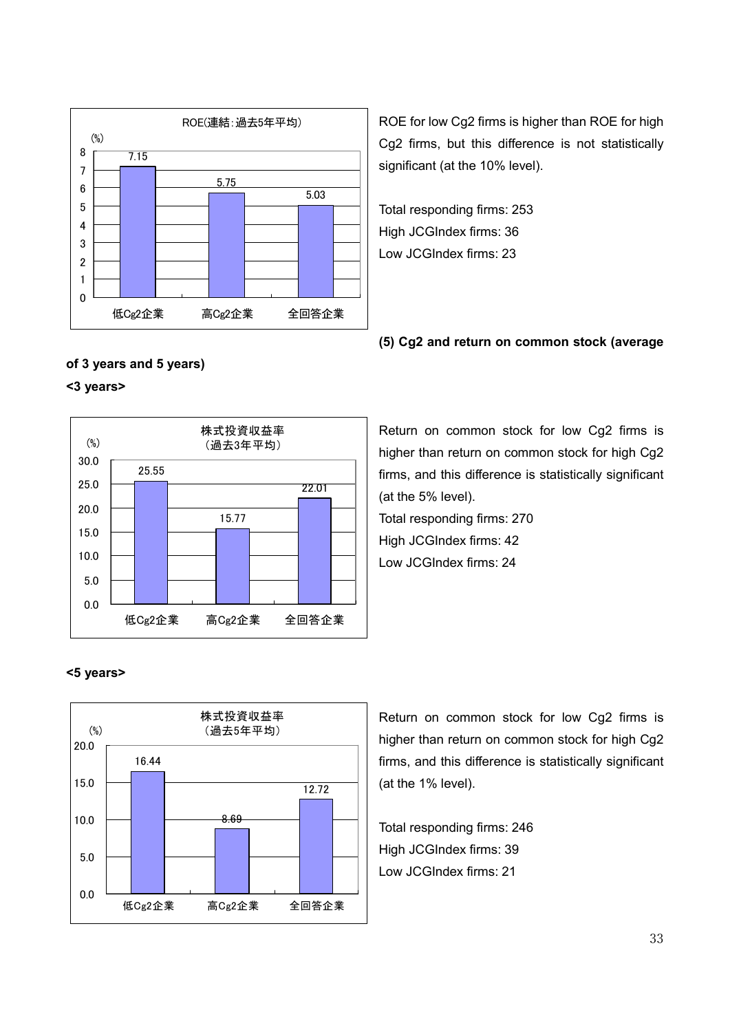**ROE(連結:過去5年平均)** (%)

| | 低Cg2企業 | 高Cg2企業 | 全回答企業 |
|---|---|---|---|
| ROE | 7.15 | 5.75 | 5.03 |

ROE for low Cg2 firms is higher than ROE for high Cg2 firms, but this difference is not statistically significant (at the 10% level).

Total responding firms: 253
High JCGIndex firms: 36
Low JCGIndex firms: 23

**(5) Cg2 and return on common stock (average of 3 years and 5 years)**

**<3 years>**

**株式投資収益率（過去3年平均）** (%)

| | 低Cg2企業 | 高Cg2企業 | 全回答企業 |
|---|---|---|---|
| 株式投資収益率 | 25.55 | 15.77 | 22.01 |

Return on common stock for low Cg2 firms is higher than return on common stock for high Cg2 firms, and this difference is statistically significant (at the 5% level).

Total responding firms: 270
High JCGIndex firms: 42
Low JCGIndex firms: 24

**<5 years>**

**株式投資収益率（過去5年平均）** (%)

| | 低Cg2企業 | 高Cg2企業 | 全回答企業 |
|---|---|---|---|
| 株式投資収益率 | 16.44 | 8.69 | 12.72 |

Return on common stock for low Cg2 firms is higher than return on common stock for high Cg2 firms, and this difference is statistically significant (at the 1% level).

Total responding firms: 246
High JCGIndex firms: 39
Low JCGIndex firms: 21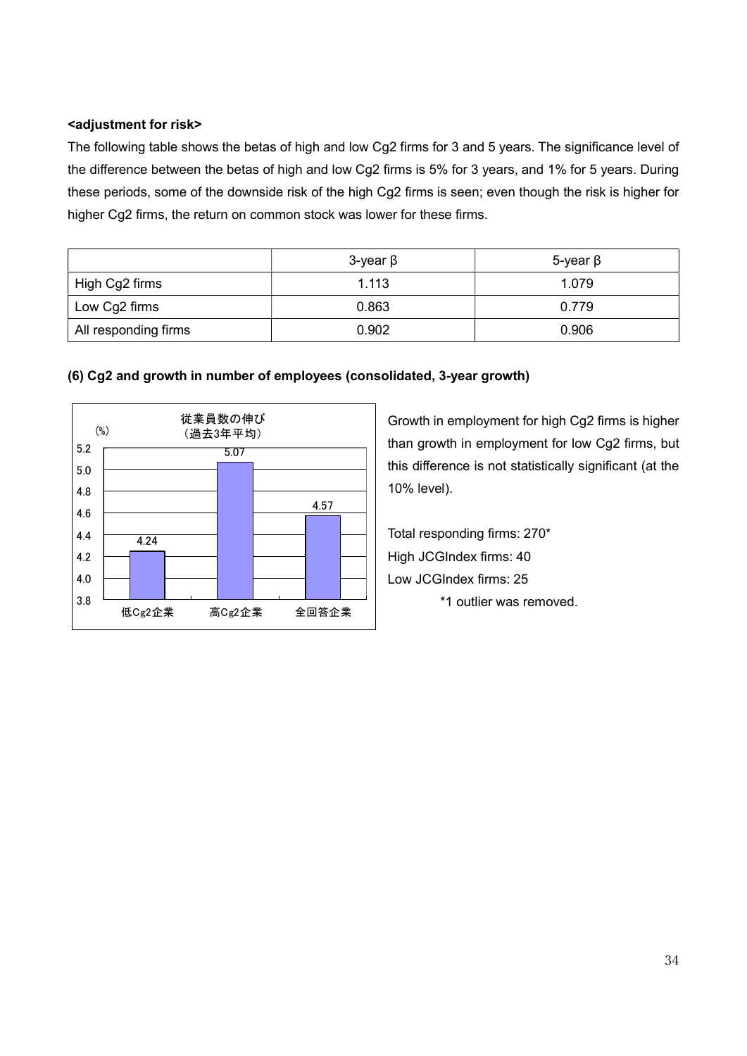**<adjustment for risk>**

The following table shows the betas of high and low Cg2 firms for 3 and 5 years. The significance level of the difference between the betas of high and low Cg2 firms is 5% for 3 years, and 1% for 5 years. During these periods, some of the downside risk of the high Cg2 firms is seen; even though the risk is higher for higher Cg2 firms, the return on common stock was lower for these firms.

| | 3-year β | 5-year β |
|---|---|---|
| High Cg2 firms | 1.113 | 1.079 |
| Low Cg2 firms | 0.863 | 0.779 |
| All responding firms | 0.902 | 0.906 |

**(6) Cg2 and growth in number of employees (consolidated, 3-year growth)**

従業員数の伸び
（過去3年平均）

(%)

| | 低Cg2企業 | 高Cg2企業 | 全回答企業 |
|---|---|---|---|
| 従業員数の伸び | 4.24 | 5.07 | 4.57 |

Growth in employment for high Cg2 firms is higher than growth in employment for low Cg2 firms, but this difference is not statistically significant (at the 10% level).

Total responding firms: 270*
High JCGIndex firms: 40
Low JCGIndex firms: 25

*1 outlier was removed.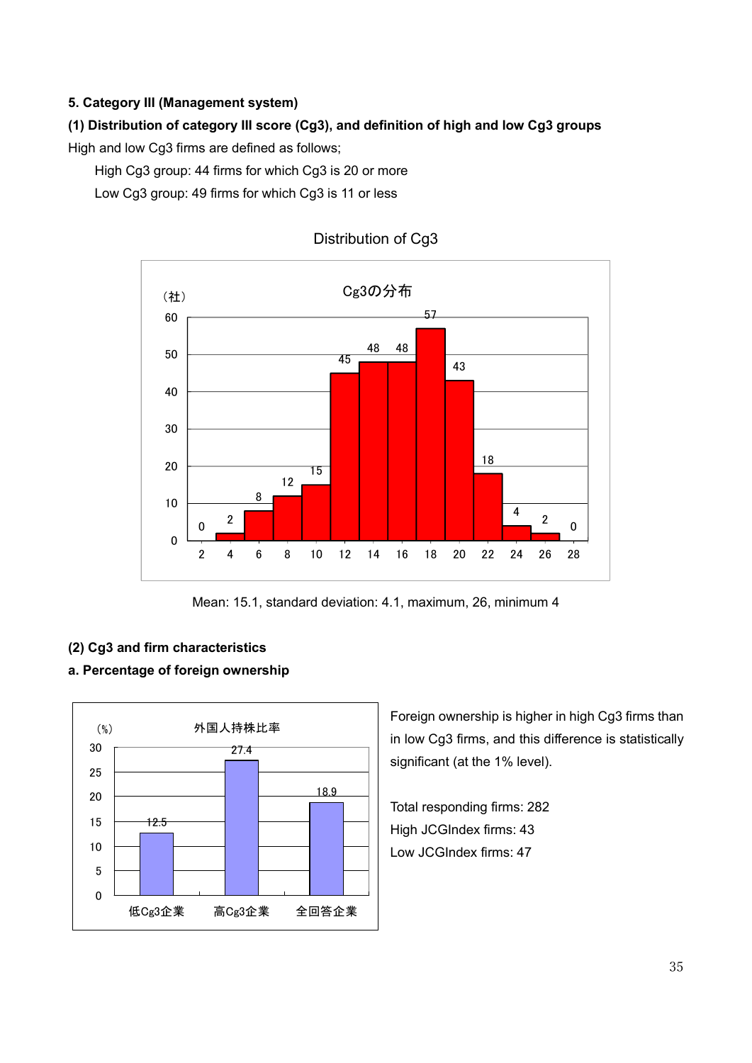**5. Category III (Management system)**

**(1) Distribution of category III score (Cg3), and definition of high and low Cg3 groups**

High and low Cg3 firms are defined as follows;

High Cg3 group: 44 firms for which Cg3 is 20 or more

Low Cg3 group: 49 firms for which Cg3 is 11 or less

Distribution of Cg3

Mean: 15.1, standard deviation: 4.1, maximum, 26, minimum 4

**(2) Cg3 and firm characteristics**

**a. Percentage of foreign ownership**

Foreign ownership is higher in high Cg3 firms than in low Cg3 firms, and this difference is statistically significant (at the 1% level).

Total responding firms: 282

High JCGIndex firms: 43

Low JCGIndex firms: 47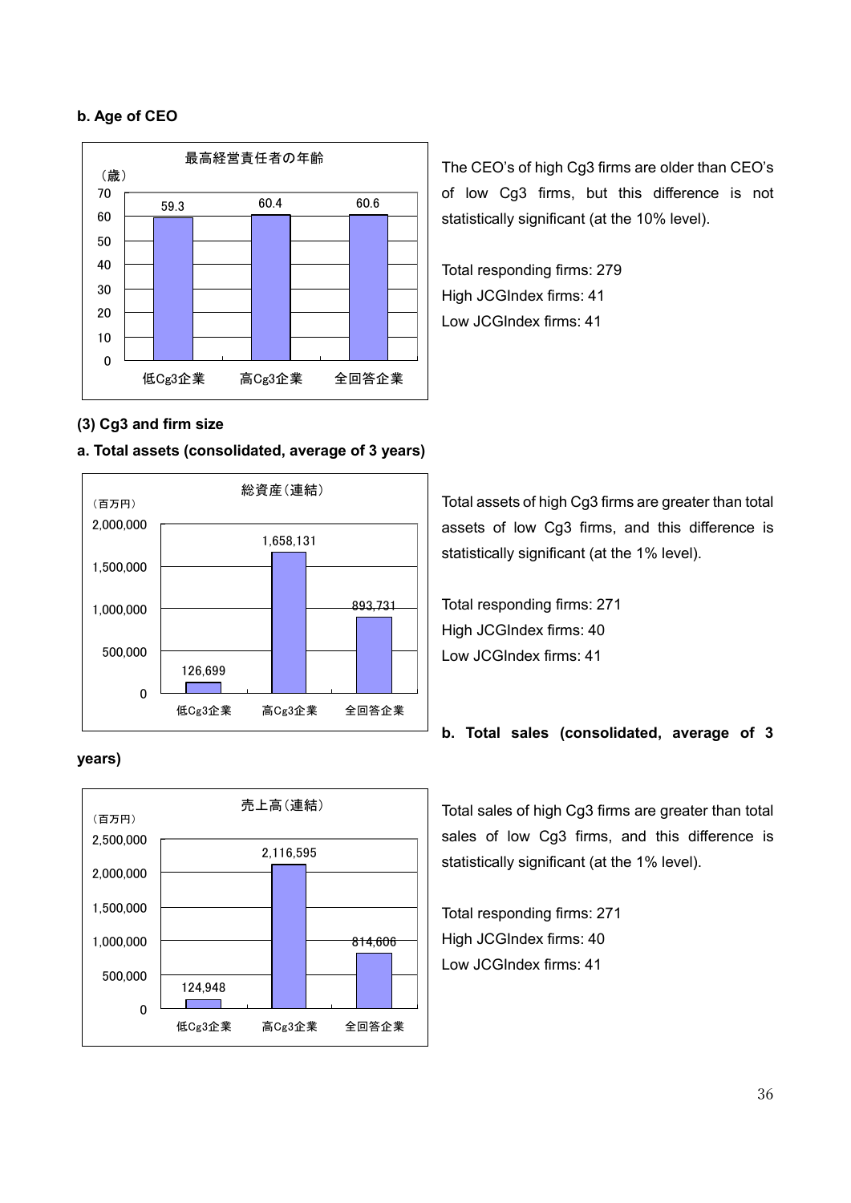**b. Age of CEO**

最高経営責任者の年齢

（歳）

| | 低Cg3企業 | 高Cg3企業 | 全回答企業 |
|---|---|---|---|
| 年齢 | 59.3 | 60.4 | 60.6 |

The CEO's of high Cg3 firms are older than CEO's of low Cg3 firms, but this difference is not statistically significant (at the 10% level).

Total responding firms: 279
High JCGIndex firms: 41
Low JCGIndex firms: 41

**(3) Cg3 and firm size**

**a. Total assets (consolidated, average of 3 years)**

総資産（連結）

（百万円）

| | 低Cg3企業 | 高Cg3企業 | 全回答企業 |
|---|---|---|---|
| 総資産 | 126,699 | 1,658,131 | 893,731 |

Total assets of high Cg3 firms are greater than total assets of low Cg3 firms, and this difference is statistically significant (at the 1% level).

Total responding firms: 271
High JCGIndex firms: 40
Low JCGIndex firms: 41

**b. Total sales (consolidated, average of 3 years)**

売上高（連結）

（百万円）

| | 低Cg3企業 | 高Cg3企業 | 全回答企業 |
|---|---|---|---|
| 売上高 | 124,948 | 2,116,595 | 814,606 |

Total sales of high Cg3 firms are greater than total sales of low Cg3 firms, and this difference is statistically significant (at the 1% level).

Total responding firms: 271
High JCGIndex firms: 40
Low JCGIndex firms: 41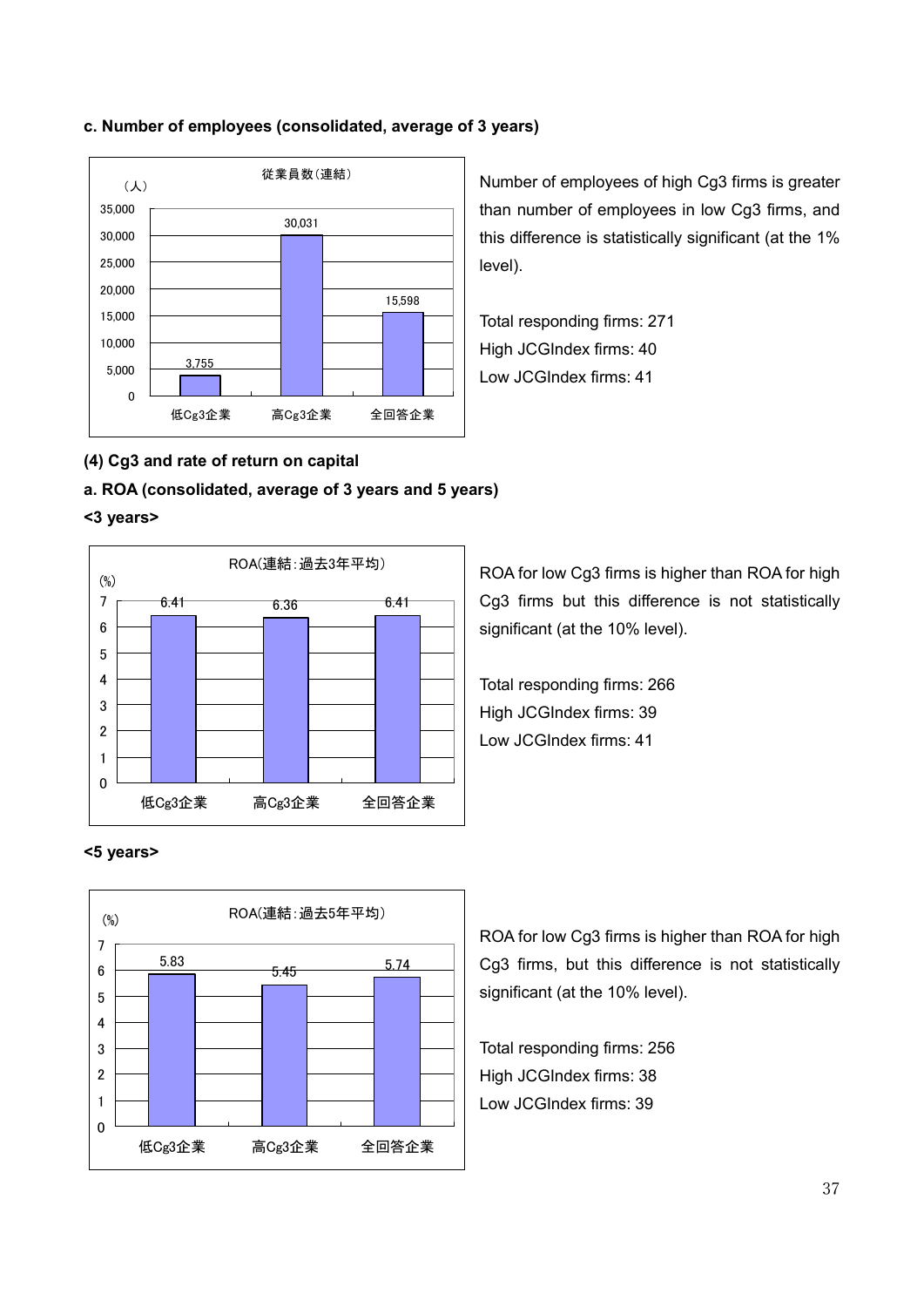**c. Number of employees (consolidated, average of 3 years)**

従業員数(連結)

(人)

| | 低Cg3企業 | 高Cg3企業 | 全回答企業 |
|---|---|---|---|
| 従業員数 | 3,755 | 30,031 | 15,598 |

Number of employees of high Cg3 firms is greater than number of employees in low Cg3 firms, and this difference is statistically significant (at the 1% level).

Total responding firms: 271
High JCGIndex firms: 40
Low JCGIndex firms: 41

**(4) Cg3 and rate of return on capital**

**a. ROA (consolidated, average of 3 years and 5 years)**

**<3 years>**

ROA(連結:過去3年平均)

(%)

| | 低Cg3企業 | 高Cg3企業 | 全回答企業 |
|---|---|---|---|
| ROA | 6.41 | 6.36 | 6.41 |

ROA for low Cg3 firms is higher than ROA for high Cg3 firms but this difference is not statistically significant (at the 10% level).

Total responding firms: 266
High JCGIndex firms: 39
Low JCGIndex firms: 41

**<5 years>**

ROA(連結:過去5年平均)

(%)

| | 低Cg3企業 | 高Cg3企業 | 全回答企業 |
|---|---|---|---|
| ROA | 5.83 | 5.45 | 5.74 |

ROA for low Cg3 firms is higher than ROA for high Cg3 firms, but this difference is not statistically significant (at the 10% level).

Total responding firms: 256
High JCGIndex firms: 38
Low JCGIndex firms: 39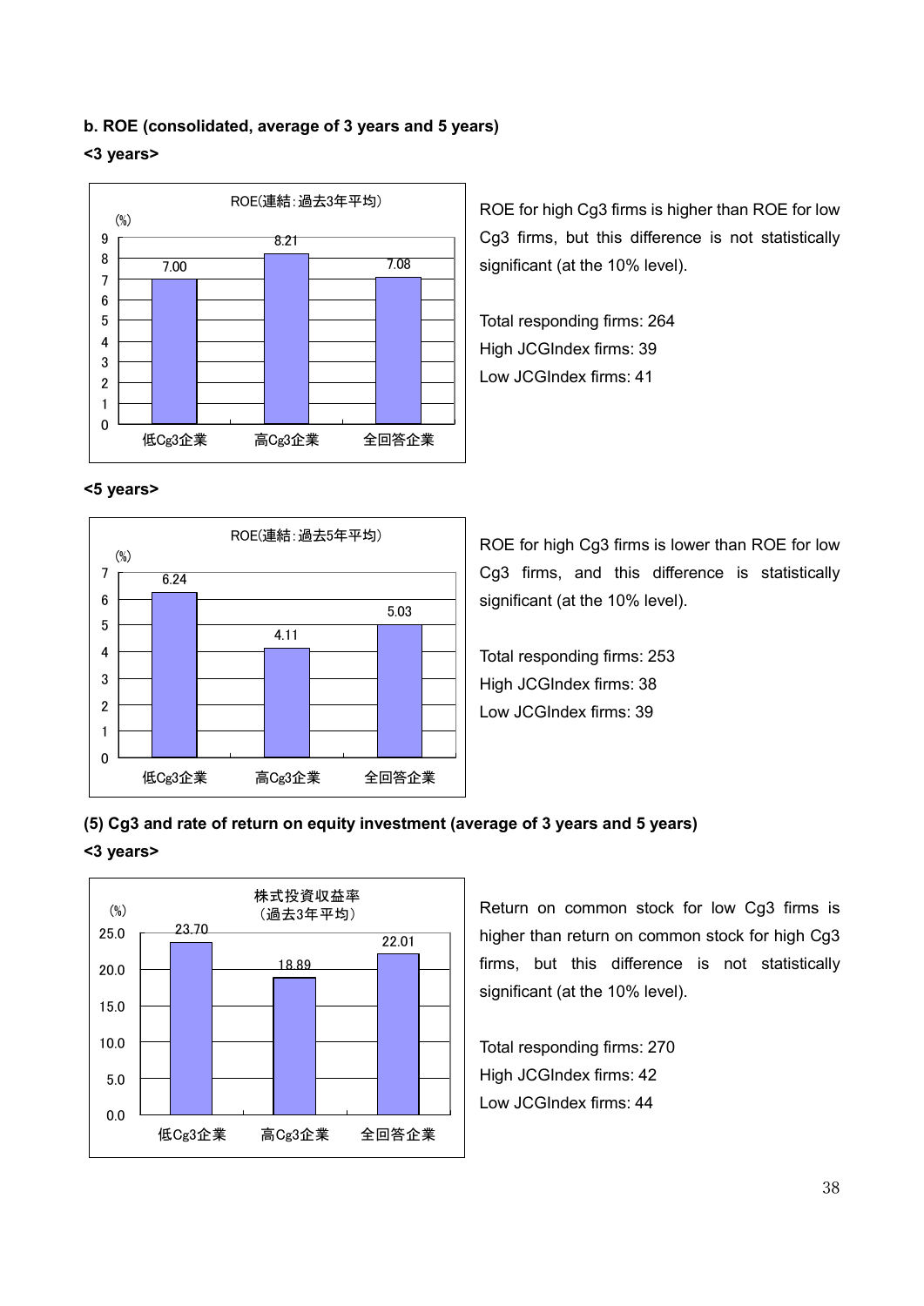**b. ROE (consolidated, average of 3 years and 5 years)**

**<3 years>**

ROE(連結：過去3年平均)

| | 低Cg3企業 | 高Cg3企業 | 全回答企業 |
|---|---|---|---|
| (%) | 7.00 | 8.21 | 7.08 |

ROE for high Cg3 firms is higher than ROE for low Cg3 firms, but this difference is not statistically significant (at the 10% level).

Total responding firms: 264
High JCGIndex firms: 39
Low JCGIndex firms: 41

**<5 years>**

ROE(連結：過去5年平均)

| | 低Cg3企業 | 高Cg3企業 | 全回答企業 |
|---|---|---|---|
| (%) | 6.24 | 4.11 | 5.03 |

ROE for high Cg3 firms is lower than ROE for low Cg3 firms, and this difference is statistically significant (at the 10% level).

Total responding firms: 253
High JCGIndex firms: 38
Low JCGIndex firms: 39

**(5) Cg3 and rate of return on equity investment (average of 3 years and 5 years)**

**<3 years>**

株式投資収益率（過去3年平均）

| | 低Cg3企業 | 高Cg3企業 | 全回答企業 |
|---|---|---|---|
| (%) | 23.70 | 18.89 | 22.01 |

Return on common stock for low Cg3 firms is higher than return on common stock for high Cg3 firms, but this difference is not statistically significant (at the 10% level).

Total responding firms: 270
High JCGIndex firms: 42
Low JCGIndex firms: 44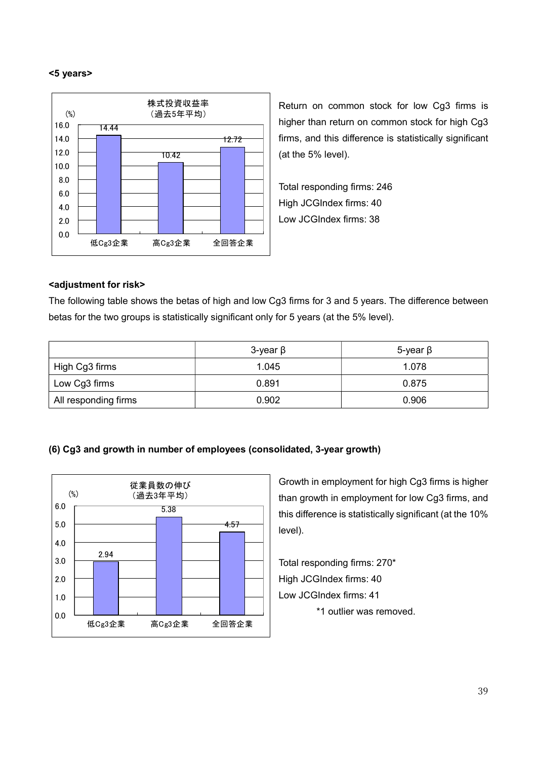**<5 years>**

株式投資収益率
（過去5年平均）

(%)

| | 低Cg3企業 | 高Cg3企業 | 全回答企業 |
|---|---|---|---|
| 株式投資収益率 | 14.44 | 10.42 | 12.72 |

Return on common stock for low Cg3 firms is higher than return on common stock for high Cg3 firms, and this difference is statistically significant (at the 5% level).

Total responding firms: 246
High JCGIndex firms: 40
Low JCGIndex firms: 38

**<adjustment for risk>**

The following table shows the betas of high and low Cg3 firms for 3 and 5 years. The difference between betas for the two groups is statistically significant only for 5 years (at the 5% level).

| | 3-year β | 5-year β |
|---|---|---|
| High Cg3 firms | 1.045 | 1.078 |
| Low Cg3 firms | 0.891 | 0.875 |
| All responding firms | 0.902 | 0.906 |

**(6) Cg3 and growth in number of employees (consolidated, 3-year growth)**

従業員数の伸び
（過去3年平均）

(%)

| | 低Cg3企業 | 高Cg3企業 | 全回答企業 |
|---|---|---|---|
| 従業員数の伸び | 2.94 | 5.38 | 4.57 |

Growth in employment for high Cg3 firms is higher than growth in employment for low Cg3 firms, and this difference is statistically significant (at the 10% level).

Total responding firms: 270*
High JCGIndex firms: 40
Low JCGIndex firms: 41

*1 outlier was removed.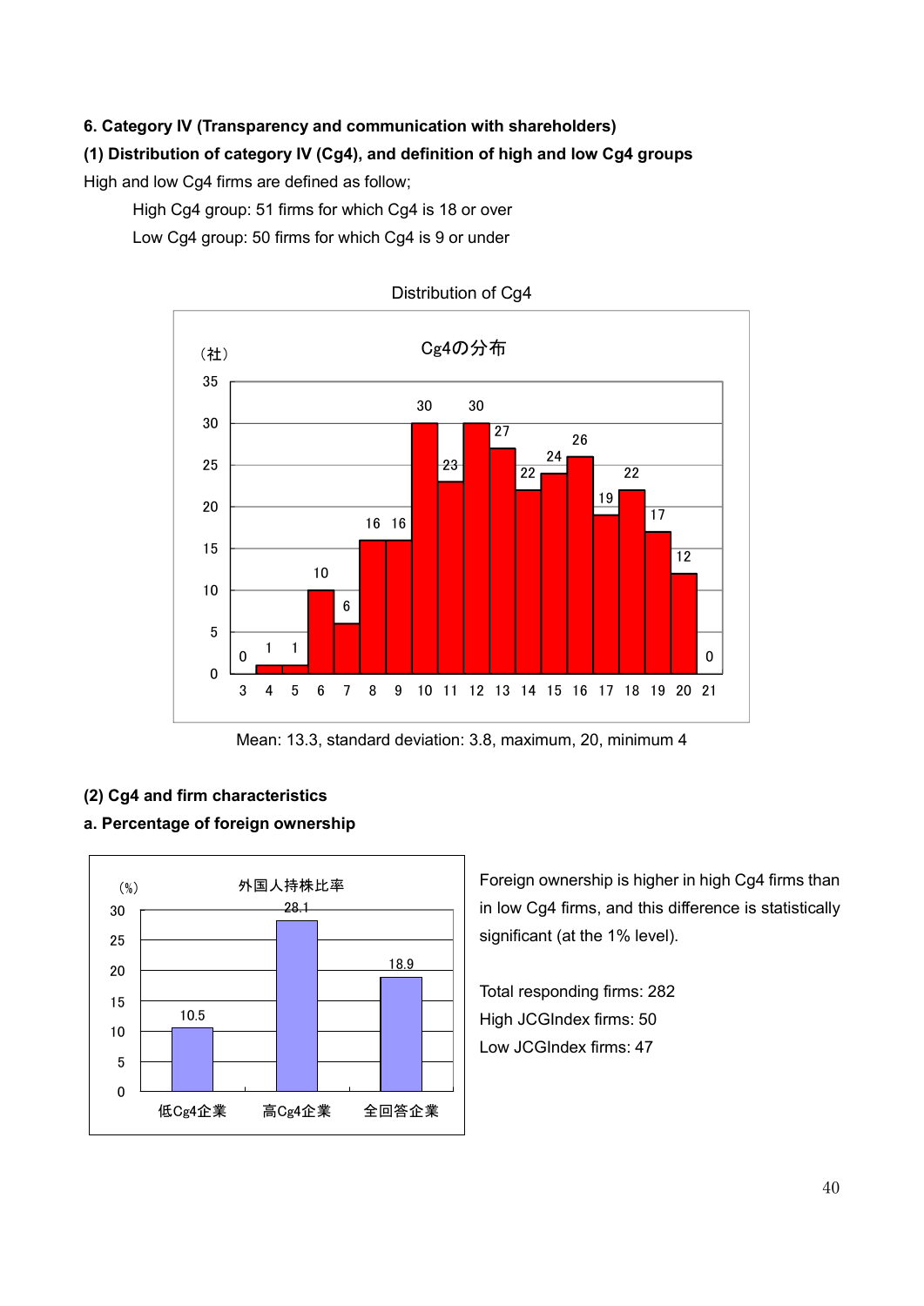**6. Category IV (Transparency and communication with shareholders)**

**(1) Distribution of category IV (Cg4), and definition of high and low Cg4 groups**

High and low Cg4 firms are defined as follow;

High Cg4 group: 51 firms for which Cg4 is 18 or over

Low Cg4 group: 50 firms for which Cg4 is 9 or under

Distribution of Cg4

Cg4の分布

| Cg4 | 3 | 4 | 5 | 6 | 7 | 8 | 9 | 10 | 11 | 12 | 13 | 14 | 15 | 16 | 17 | 18 | 19 | 20 | 21 |
|---|---|---|---|---|---|---|---|---|---|---|---|---|---|---|---|---|---|---|---|
| （社） | 0 | 1 | 1 | 10 | 6 | 16 | 16 | 30 | 23 | 30 | 27 | 22 | 24 | 26 | 19 | 22 | 17 | 12 | 0 |

Mean: 13.3, standard deviation: 3.8, maximum, 20, minimum 4

**(2) Cg4 and firm characteristics**

**a. Percentage of foreign ownership**

外国人持株比率

| | 低Cg4企業 | 高Cg4企業 | 全回答企業 |
|---|---|---|---|
| (%) | 10.5 | 28.1 | 18.9 |

Foreign ownership is higher in high Cg4 firms than in low Cg4 firms, and this difference is statistically significant (at the 1% level).

Total responding firms: 282

High JCGIndex firms: 50

Low JCGIndex firms: 47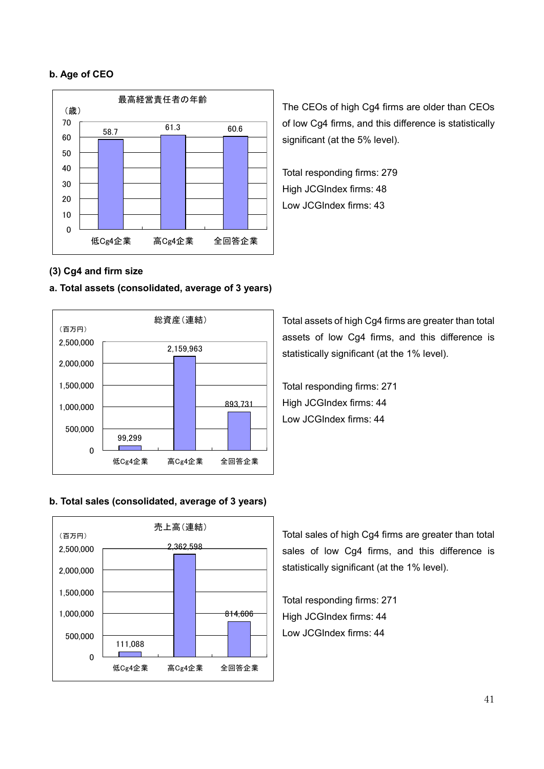**b. Age of CEO**

最高経営責任者の年齢

（歳）

| | 低Cg4企業 | 高Cg4企業 | 全回答企業 |
|---|---|---|---|
| | 58.7 | 61.3 | 60.6 |

The CEOs of high Cg4 firms are older than CEOs of low Cg4 firms, and this difference is statistically significant (at the 5% level).

Total responding firms: 279
High JCGIndex firms: 48
Low JCGIndex firms: 43

**(3) Cg4 and firm size**

**a. Total assets (consolidated, average of 3 years)**

総資産（連結）

（百万円）

| | 低Cg4企業 | 高Cg4企業 | 全回答企業 |
|---|---|---|---|
| | 99,299 | 2,159,963 | 893,731 |

Total assets of high Cg4 firms are greater than total assets of low Cg4 firms, and this difference is statistically significant (at the 1% level).

Total responding firms: 271
High JCGIndex firms: 44
Low JCGIndex firms: 44

**b. Total sales (consolidated, average of 3 years)**

売上高（連結）

（百万円）

| | 低Cg4企業 | 高Cg4企業 | 全回答企業 |
|---|---|---|---|
| | 111,088 | 2,362,598 | 814,606 |

Total sales of high Cg4 firms are greater than total sales of low Cg4 firms, and this difference is statistically significant (at the 1% level).

Total responding firms: 271
High JCGIndex firms: 44
Low JCGIndex firms: 44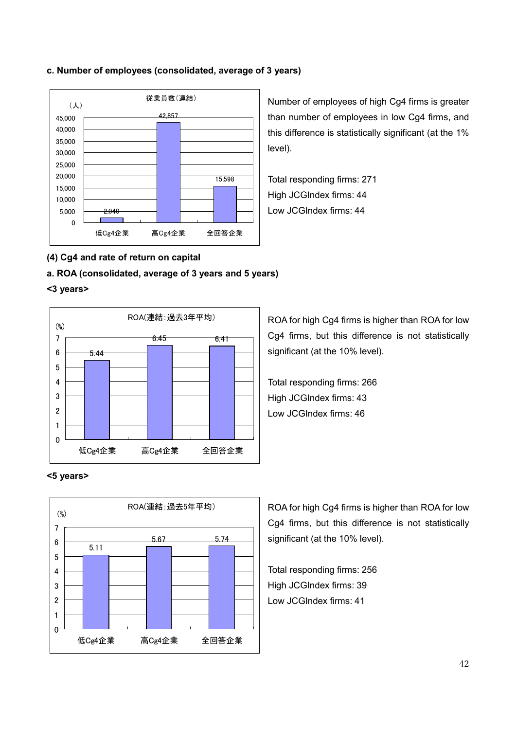**c. Number of employees (consolidated, average of 3 years)**

従業員数(連結)

(人)

| | 低Cg4企業 | 高Cg4企業 | 全回答企業 |
|---|---|---|---|
| 従業員数(連結) | 2,040 | 42,857 | 15,598 |

Number of employees of high Cg4 firms is greater than number of employees in low Cg4 firms, and this difference is statistically significant (at the 1% level).

Total responding firms: 271
High JCGIndex firms: 44
Low JCGIndex firms: 44

**(4) Cg4 and rate of return on capital**

**a. ROA (consolidated, average of 3 years and 5 years)**

**<3 years>**

ROA(連結：過去3年平均)

(%)

| | 低Cg4企業 | 高Cg4企業 | 全回答企業 |
|---|---|---|---|
| ROA(連結：過去3年平均) | 5.44 | 6.45 | 6.41 |

ROA for high Cg4 firms is higher than ROA for low Cg4 firms, but this difference is not statistically significant (at the 10% level).

Total responding firms: 266
High JCGIndex firms: 43
Low JCGIndex firms: 46

**<5 years>**

ROA(連結：過去5年平均)

(%)

| | 低Cg4企業 | 高Cg4企業 | 全回答企業 |
|---|---|---|---|
| ROA(連結：過去5年平均) | 5.11 | 5.67 | 5.74 |

ROA for high Cg4 firms is higher than ROA for low Cg4 firms, but this difference is not statistically significant (at the 10% level).

Total responding firms: 256
High JCGIndex firms: 39
Low JCGIndex firms: 41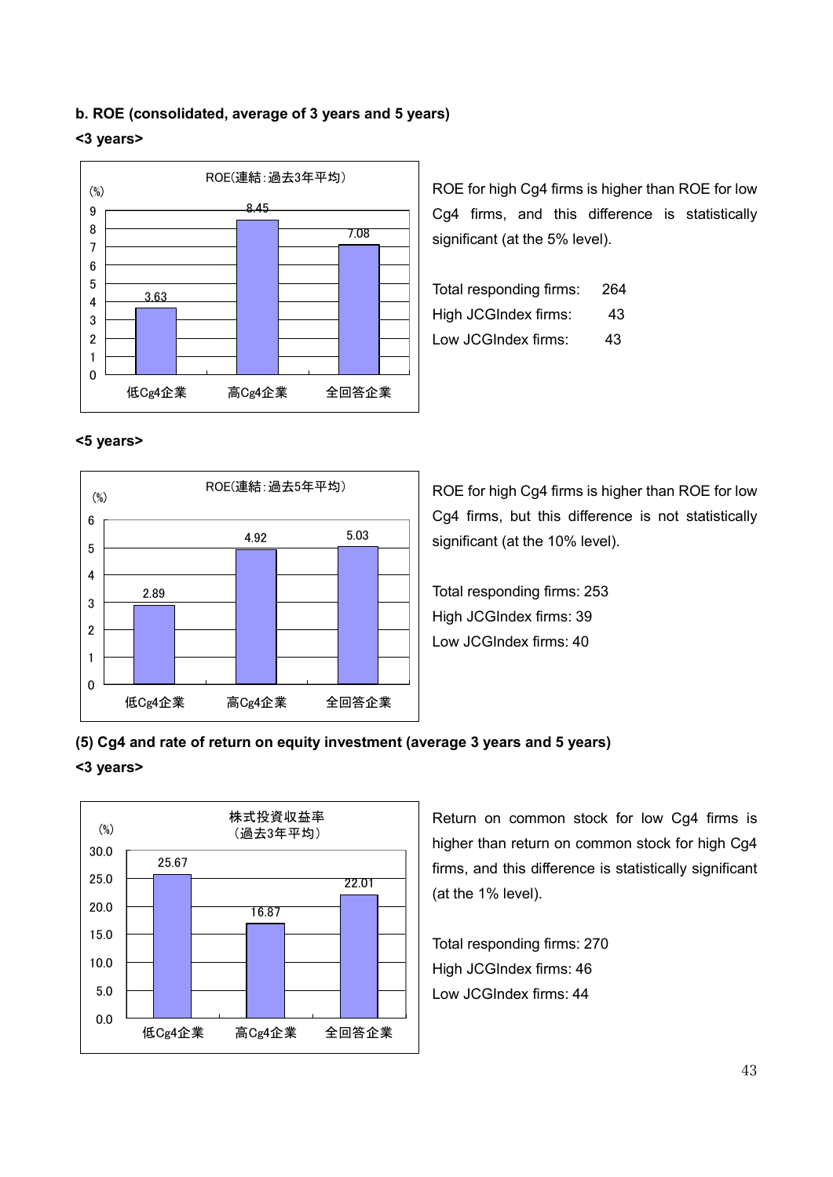**b. ROE (consolidated, average of 3 years and 5 years)**

**<3 years>**

ROE(連結：過去3年平均)

| | 低Cg4企業 | 高Cg4企業 | 全回答企業 |
|---|---|---|---|
| (%) | 3.63 | 8.45 | 7.08 |

ROE for high Cg4 firms is higher than ROE for low Cg4 firms, and this difference is statistically significant (at the 5% level).

Total responding firms: 264
High JCGIndex firms: 43
Low JCGIndex firms: 43

**<5 years>**

ROE(連結：過去5年平均)

| | 低Cg4企業 | 高Cg4企業 | 全回答企業 |
|---|---|---|---|
| (%) | 2.89 | 4.92 | 5.03 |

ROE for high Cg4 firms is higher than ROE for low Cg4 firms, but this difference is not statistically significant (at the 10% level).

Total responding firms: 253
High JCGIndex firms: 39
Low JCGIndex firms: 40

**(5) Cg4 and rate of return on equity investment (average 3 years and 5 years)**

**<3 years>**

株式投資収益率（過去3年平均）

| | 低Cg4企業 | 高Cg4企業 | 全回答企業 |
|---|---|---|---|
| (%) | 25.67 | 16.87 | 22.01 |

Return on common stock for low Cg4 firms is higher than return on common stock for high Cg4 firms, and this difference is statistically significant (at the 1% level).

Total responding firms: 270
High JCGIndex firms: 46
Low JCGIndex firms: 44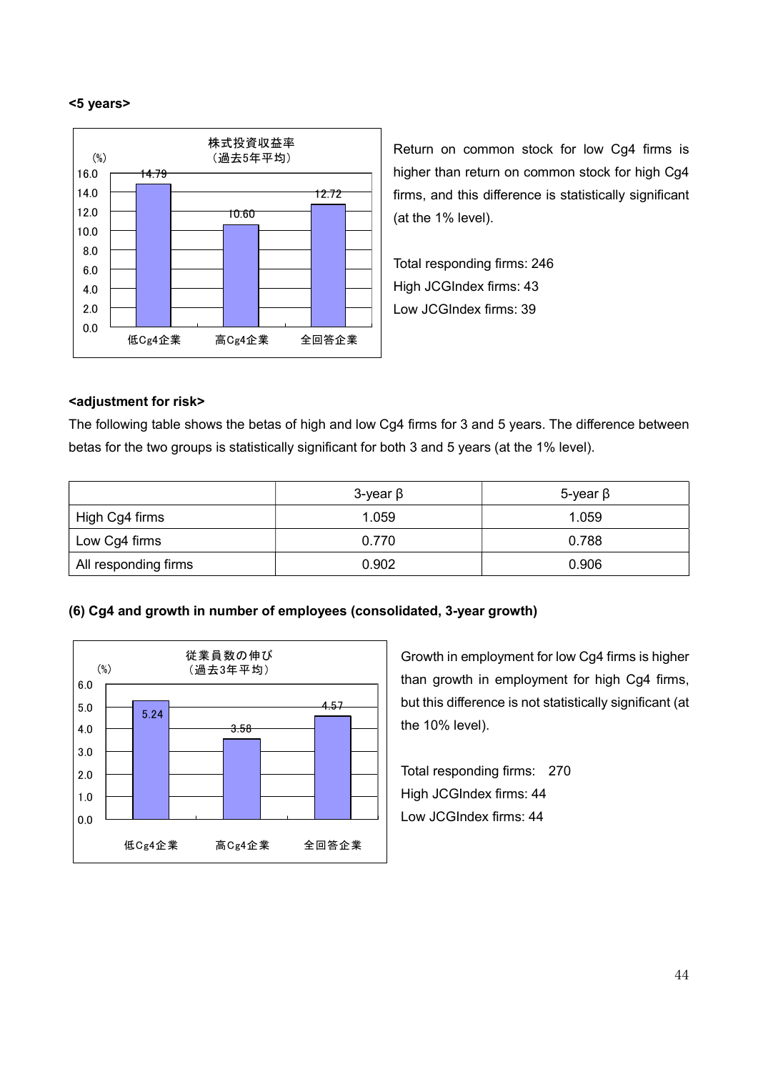**<5 years>**

株式投資収益率
（過去5年平均）

| | 低Cg4企業 | 高Cg4企業 | 全回答企業 |
|---|---|---|---|
| (%) | 14.79 | 10.60 | 12.72 |

Return on common stock for low Cg4 firms is higher than return on common stock for high Cg4 firms, and this difference is statistically significant (at the 1% level).

Total responding firms: 246
High JCGIndex firms: 43
Low JCGIndex firms: 39

**<adjustment for risk>**

The following table shows the betas of high and low Cg4 firms for 3 and 5 years. The difference between betas for the two groups is statistically significant for both 3 and 5 years (at the 1% level).

| | 3-year β | 5-year β |
|---|---|---|
| High Cg4 firms | 1.059 | 1.059 |
| Low Cg4 firms | 0.770 | 0.788 |
| All responding firms | 0.902 | 0.906 |

**(6) Cg4 and growth in number of employees (consolidated, 3-year growth)**

従業員数の伸び
（過去3年平均）

| | 低Cg4企業 | 高Cg4企業 | 全回答企業 |
|---|---|---|---|
| (%) | 5.24 | 3.58 | 4.57 |

Growth in employment for low Cg4 firms is higher than growth in employment for high Cg4 firms, but this difference is not statistically significant (at the 10% level).

Total responding firms: 270
High JCGIndex firms: 44
Low JCGIndex firms: 44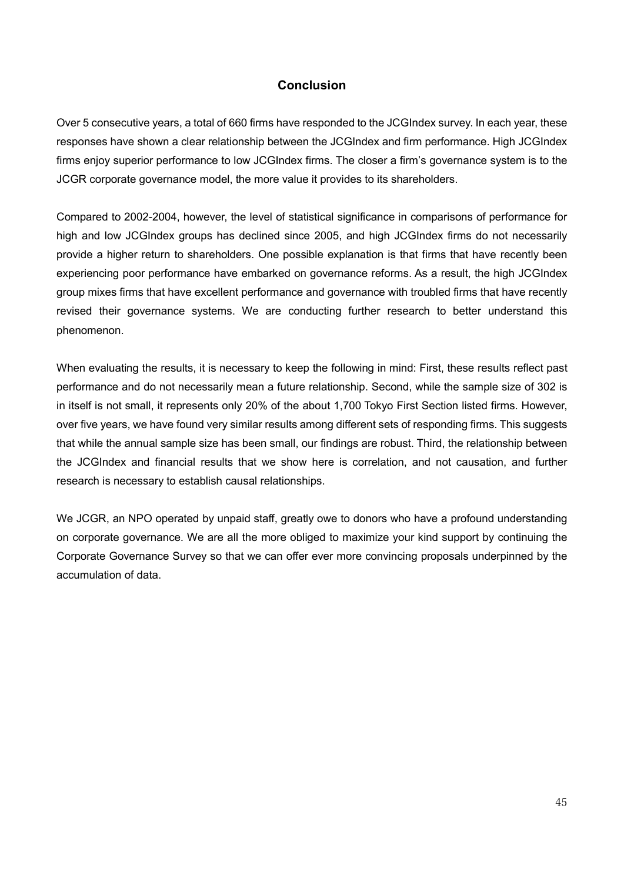## Conclusion

Over 5 consecutive years, a total of 660 firms have responded to the JCGIndex survey. In each year, these responses have shown a clear relationship between the JCGIndex and firm performance. High JCGIndex firms enjoy superior performance to low JCGIndex firms. The closer a firm's governance system is to the JCGR corporate governance model, the more value it provides to its shareholders.

Compared to 2002-2004, however, the level of statistical significance in comparisons of performance for high and low JCGIndex groups has declined since 2005, and high JCGIndex firms do not necessarily provide a higher return to shareholders. One possible explanation is that firms that have recently been experiencing poor performance have embarked on governance reforms. As a result, the high JCGIndex group mixes firms that have excellent performance and governance with troubled firms that have recently revised their governance systems. We are conducting further research to better understand this phenomenon.

When evaluating the results, it is necessary to keep the following in mind: First, these results reflect past performance and do not necessarily mean a future relationship. Second, while the sample size of 302 is in itself is not small, it represents only 20% of the about 1,700 Tokyo First Section listed firms. However, over five years, we have found very similar results among different sets of responding firms. This suggests that while the annual sample size has been small, our findings are robust. Third, the relationship between the JCGIndex and financial results that we show here is correlation, and not causation, and further research is necessary to establish causal relationships.

We JCGR, an NPO operated by unpaid staff, greatly owe to donors who have a profound understanding on corporate governance. We are all the more obliged to maximize your kind support by continuing the Corporate Governance Survey so that we can offer ever more convincing proposals underpinned by the accumulation of data.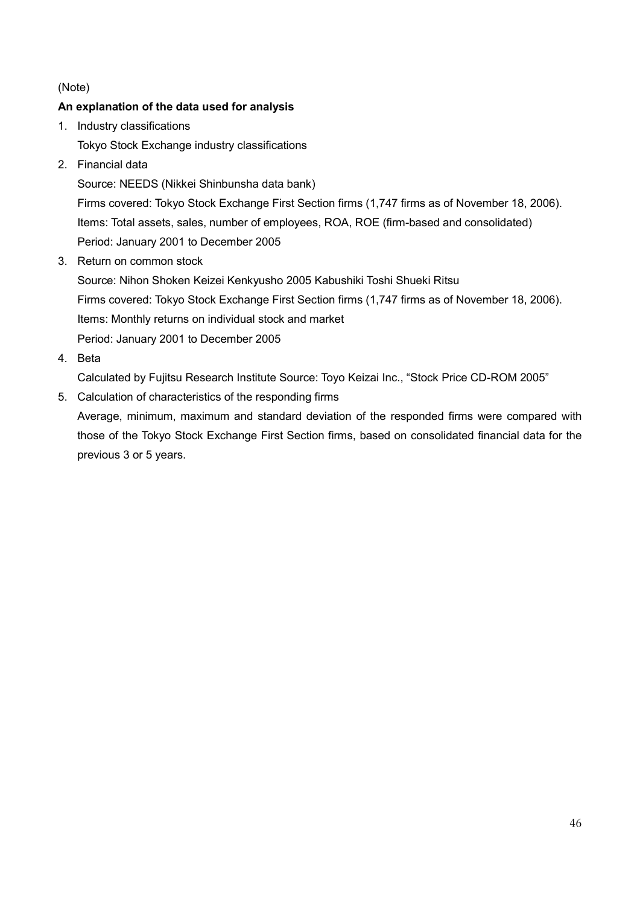(Note)

**An explanation of the data used for analysis**

1. Industry classifications
   Tokyo Stock Exchange industry classifications
2. Financial data
   Source: NEEDS (Nikkei Shinbunsha data bank)
   Firms covered: Tokyo Stock Exchange First Section firms (1,747 firms as of November 18, 2006).
   Items: Total assets, sales, number of employees, ROA, ROE (firm-based and consolidated)
   Period: January 2001 to December 2005
3. Return on common stock
   Source: Nihon Shoken Keizei Kenkyusho 2005 Kabushiki Toshi Shueki Ritsu
   Firms covered: Tokyo Stock Exchange First Section firms (1,747 firms as of November 18, 2006).
   Items: Monthly returns on individual stock and market
   Period: January 2001 to December 2005
4. Beta
   Calculated by Fujitsu Research Institute Source: Toyo Keizai Inc., "Stock Price CD-ROM 2005"
5. Calculation of characteristics of the responding firms
   Average, minimum, maximum and standard deviation of the responded firms were compared with those of the Tokyo Stock Exchange First Section firms, based on consolidated financial data for the previous 3 or 5 years.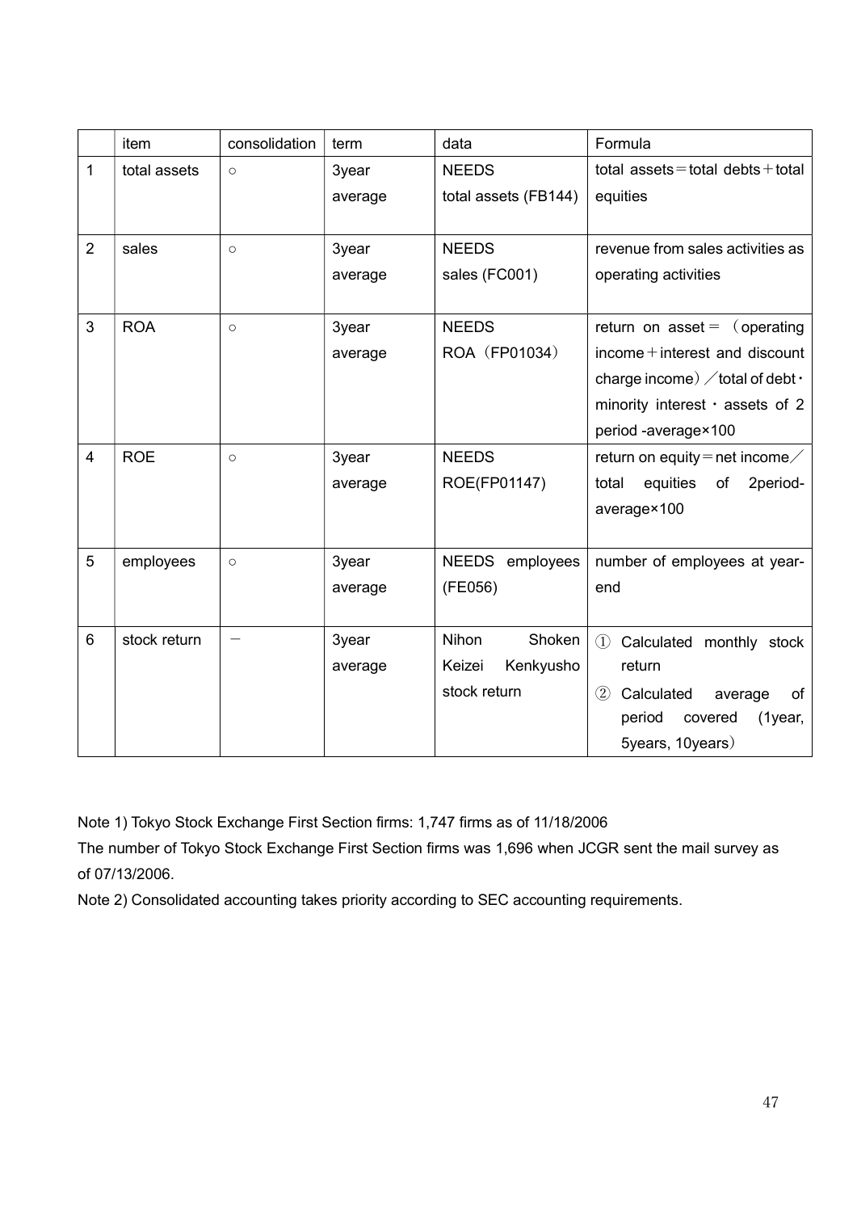| | item | consolidation | term | data | Formula |
|---|---|---|---|---|---|
| 1 | total assets | ○ | 3year average | NEEDS total assets (FB144) | total assets＝total debts＋total equities |
| 2 | sales | ○ | 3year average | NEEDS sales (FC001) | revenue from sales activities as operating activities |
| 3 | ROA | ○ | 3year average | NEEDS ROA（FP01034） | return on asset＝（operating income＋interest and discount charge income）／total of debt・minority interest・assets of 2 period -average×100 |
| 4 | ROE | ○ | 3year average | NEEDS ROE(FP01147) | return on equity＝net income／total equities of 2period-average×100 |
| 5 | employees | ○ | 3year average | NEEDS employees (FE056) | number of employees at year-end |
| 6 | stock return | － | 3year average | Nihon Shoken Keizei Kenkyusho stock return | ① Calculated monthly stock return ② Calculated average of period covered (1year, 5years, 10years） |

Note 1) Tokyo Stock Exchange First Section firms: 1,747 firms as of 11/18/2006

The number of Tokyo Stock Exchange First Section firms was 1,696 when JCGR sent the mail survey as of 07/13/2006.

Note 2) Consolidated accounting takes priority according to SEC accounting requirements.